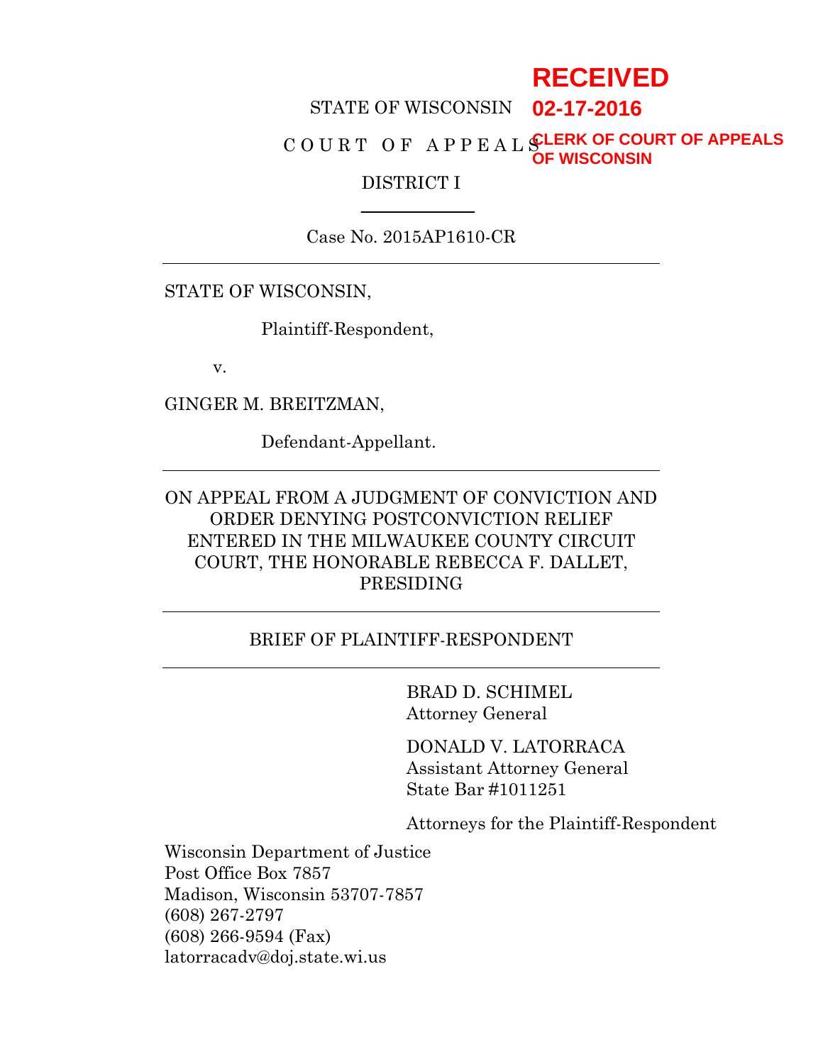RECEIVED
02-17-2016
CLERK OF COURT OF APPEALS
OF WISCONSIN

STATE OF WISCONSIN

C O U R T O F A P P E A L S

DISTRICT I

Case No. 2015AP1610-CR

---

STATE OF WISCONSIN,

Plaintiff-Respondent,

v.

GINGER M. BREITZMAN,

Defendant-Appellant.

---

ON APPEAL FROM A JUDGMENT OF CONVICTION AND ORDER DENYING POSTCONVICTION RELIEF ENTERED IN THE MILWAUKEE COUNTY CIRCUIT COURT, THE HONORABLE REBECCA F. DALLET, PRESIDING

---

BRIEF OF PLAINTIFF-RESPONDENT

---

BRAD D. SCHIMEL
Attorney General

DONALD V. LATORRACA
Assistant Attorney General
State Bar #1011251

Attorneys for the Plaintiff-Respondent

Wisconsin Department of Justice
Post Office Box 7857
Madison, Wisconsin 53707-7857
(608) 267-2797
(608) 266-9594 (Fax)
latorracadv@doj.state.wi.us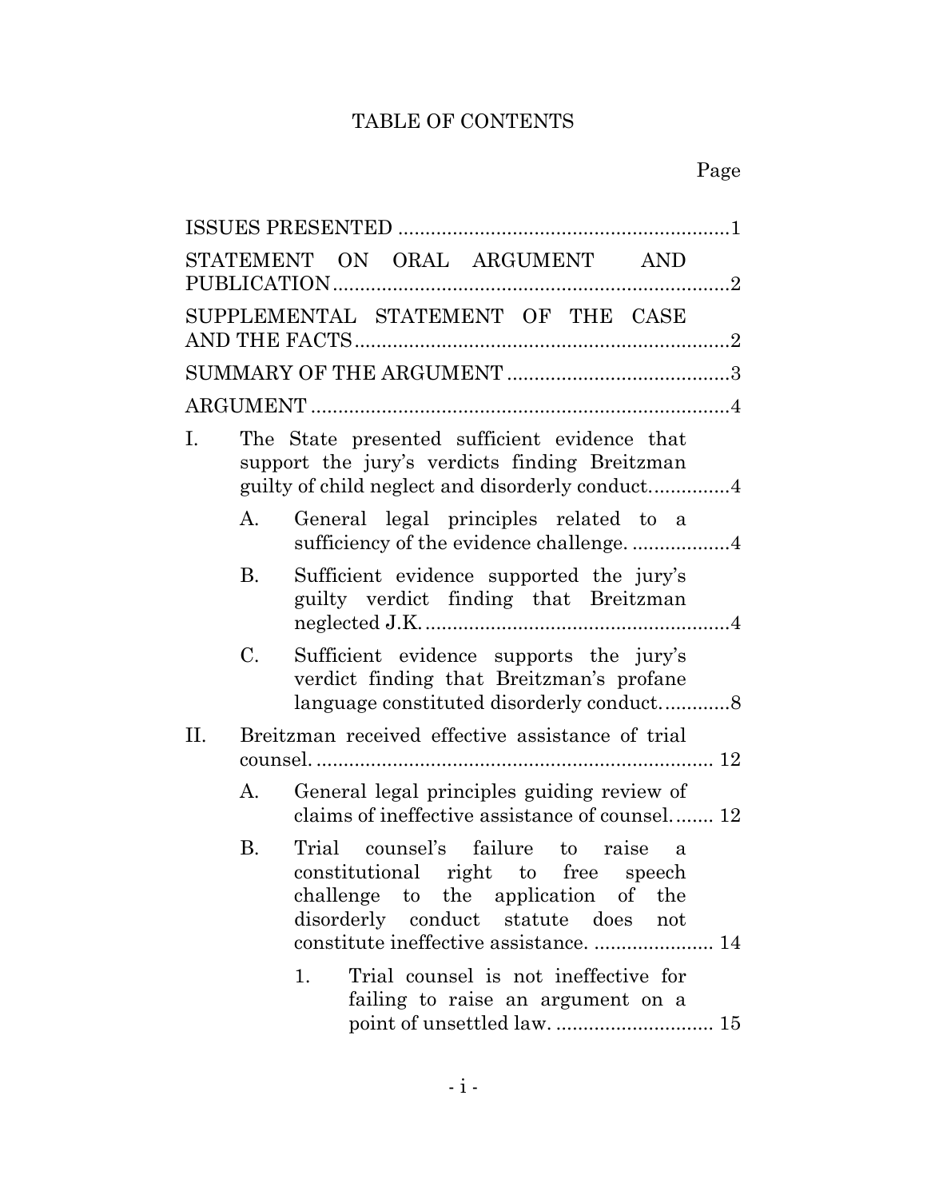# TABLE OF CONTENTS

Page

ISSUES PRESENTED ............................................................1

STATEMENT ON ORAL ARGUMENT AND PUBLICATION........................................................................2

SUPPLEMENTAL STATEMENT OF THE CASE AND THE FACTS....................................................................2

SUMMARY OF THE ARGUMENT .........................................3

ARGUMENT ............................................................................4

I. The State presented sufficient evidence that support the jury's verdicts finding Breitzman guilty of child neglect and disorderly conduct...............4

   A. General legal principles related to a sufficiency of the evidence challenge. ..................4

   B. Sufficient evidence supported the jury's guilty verdict finding that Breitzman neglected J.K. ........................................................4

   C. Sufficient evidence supports the jury's verdict finding that Breitzman's profane language constituted disorderly conduct. ...........8

II. Breitzman received effective assistance of trial counsel. ........................................................................ 12

   A. General legal principles guiding review of claims of ineffective assistance of counsel. ....... 12

   B. Trial counsel's failure to raise a constitutional right to free speech challenge to the application of the disorderly conduct statute does not constitute ineffective assistance. ...................... 14

      1. Trial counsel is not ineffective for failing to raise an argument on a point of unsettled law. ............................ 15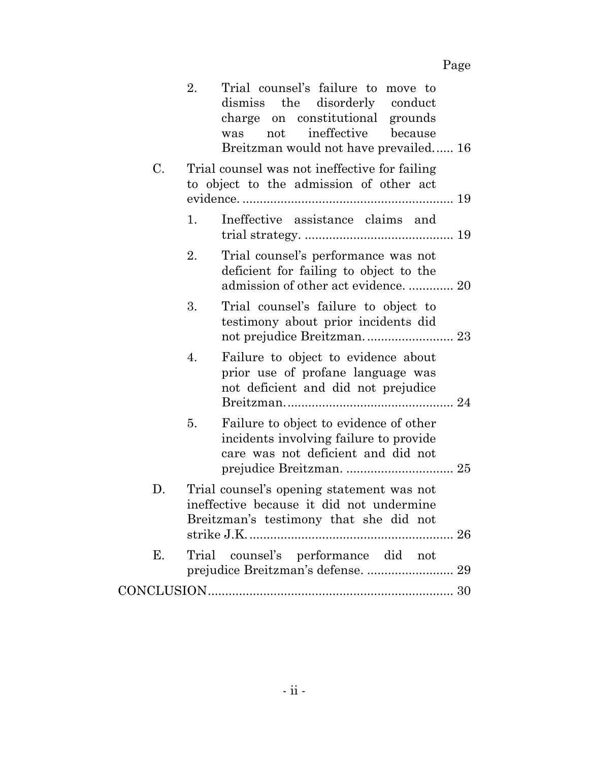Page

2. Trial counsel's failure to move to dismiss the disorderly conduct charge on constitutional grounds was not ineffective because Breitzman would not have prevailed...... 16

C. Trial counsel was not ineffective for failing to object to the admission of other act evidence. ............................................................ 19

1. Ineffective assistance claims and trial strategy. .......................................... 19

2. Trial counsel's performance was not deficient for failing to object to the admission of other act evidence. ............. 20

3. Trial counsel's failure to object to testimony about prior incidents did not prejudice Breitzman. ......................... 23

4. Failure to object to evidence about prior use of profane language was not deficient and did not prejudice Breitzman. ............................................... 24

5. Failure to object to evidence of other incidents involving failure to provide care was not deficient and did not prejudice Breitzman. ............................... 25

D. Trial counsel's opening statement was not ineffective because it did not undermine Breitzman's testimony that she did not strike J.K. .......................................................... 26

E. Trial counsel's performance did not prejudice Breitzman's defense. ......................... 29

CONCLUSION...................................................................... 30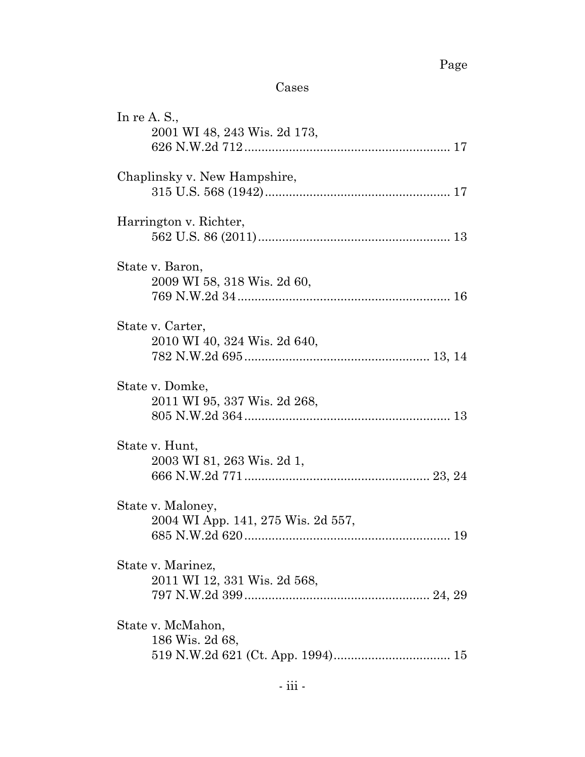Page

## Cases

In re A. S.,
2001 WI 48, 243 Wis. 2d 173,
626 N.W.2d 712 ........................................................... 17

Chaplinsky v. New Hampshire,
315 U.S. 568 (1942) ..................................................... 17

Harrington v. Richter,
562 U.S. 86 (2011) ....................................................... 13

State v. Baron,
2009 WI 58, 318 Wis. 2d 60,
769 N.W.2d 34 ............................................................. 16

State v. Carter,
2010 WI 40, 324 Wis. 2d 640,
782 N.W.2d 695 ..................................................... 13, 14

State v. Domke,
2011 WI 95, 337 Wis. 2d 268,
805 N.W.2d 364 ........................................................... 13

State v. Hunt,
2003 WI 81, 263 Wis. 2d 1,
666 N.W.2d 771 ..................................................... 23, 24

State v. Maloney,
2004 WI App. 141, 275 Wis. 2d 557,
685 N.W.2d 620 ........................................................... 19

State v. Marinez,
2011 WI 12, 331 Wis. 2d 568,
797 N.W.2d 399 ..................................................... 24, 29

State v. McMahon,
186 Wis. 2d 68,
519 N.W.2d 621 (Ct. App. 1994) .................................. 15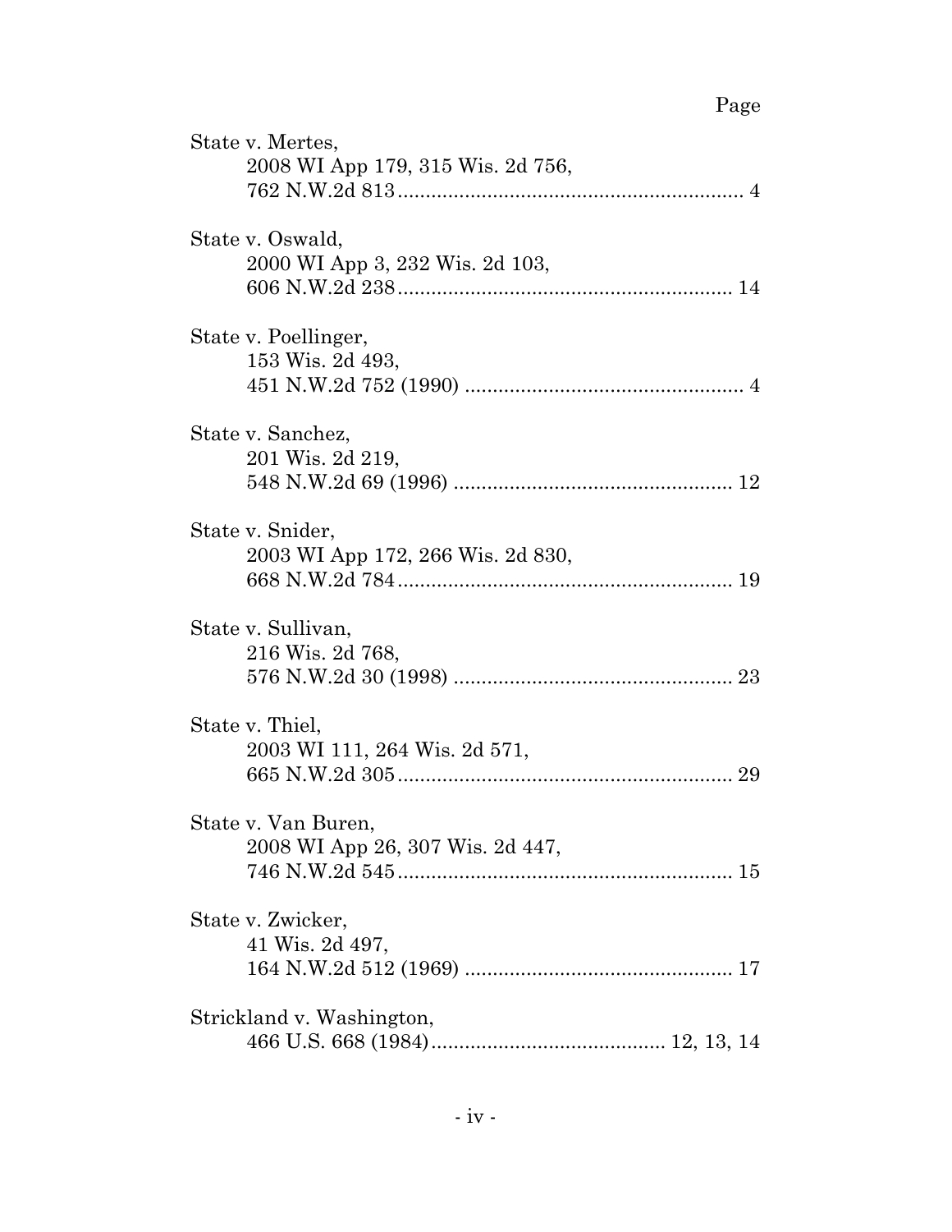Page

State v. Mertes,
    2008 WI App 179, 315 Wis. 2d 756,
    762 N.W.2d 813 ............................................................. 4

State v. Oswald,
    2000 WI App 3, 232 Wis. 2d 103,
    606 N.W.2d 238 ........................................................... 14

State v. Poellinger,
    153 Wis. 2d 493,
    451 N.W.2d 752 (1990) ................................................. 4

State v. Sanchez,
    201 Wis. 2d 219,
    548 N.W.2d 69 (1996) ................................................. 12

State v. Snider,
    2003 WI App 172, 266 Wis. 2d 830,
    668 N.W.2d 784 ........................................................... 19

State v. Sullivan,
    216 Wis. 2d 768,
    576 N.W.2d 30 (1998) ................................................. 23

State v. Thiel,
    2003 WI 111, 264 Wis. 2d 571,
    665 N.W.2d 305 ........................................................... 29

State v. Van Buren,
    2008 WI App 26, 307 Wis. 2d 447,
    746 N.W.2d 545 ........................................................... 15

State v. Zwicker,
    41 Wis. 2d 497,
    164 N.W.2d 512 (1969) ............................................... 17

Strickland v. Washington,
    466 U.S. 668 (1984) ......................................... 12, 13, 14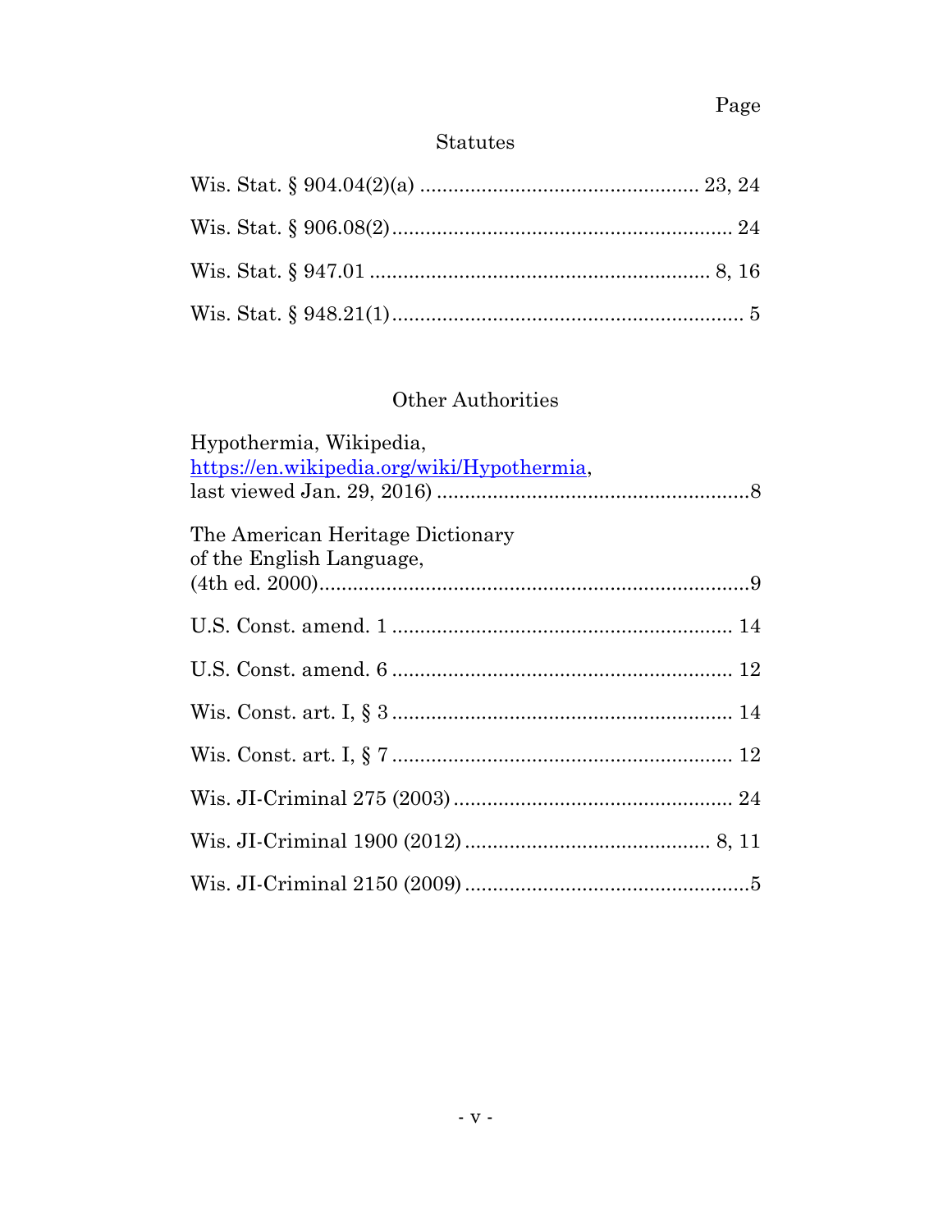Page

## Statutes

Wis. Stat. § 904.04(2)(a) ................................................ 23, 24

Wis. Stat. § 906.08(2)............................................................ 24

Wis. Stat. § 947.01 ............................................................ 8, 16

Wis. Stat. § 948.21(1).............................................................. 5

## Other Authorities

Hypothermia, Wikipedia,
https://en.wikipedia.org/wiki/Hypothermia,
last viewed Jan. 29, 2016) .......................................................8

The American Heritage Dictionary
of the English Language,
(4th ed. 2000)............................................................................9

U.S. Const. amend. 1 ............................................................ 14

U.S. Const. amend. 6 ............................................................ 12

Wis. Const. art. I, § 3 ............................................................ 14

Wis. Const. art. I, § 7 ............................................................ 12

Wis. JI-Criminal 275 (2003) ................................................. 24

Wis. JI-Criminal 1900 (2012) ........................................... 8, 11

Wis. JI-Criminal 2150 (2009) ...................................................5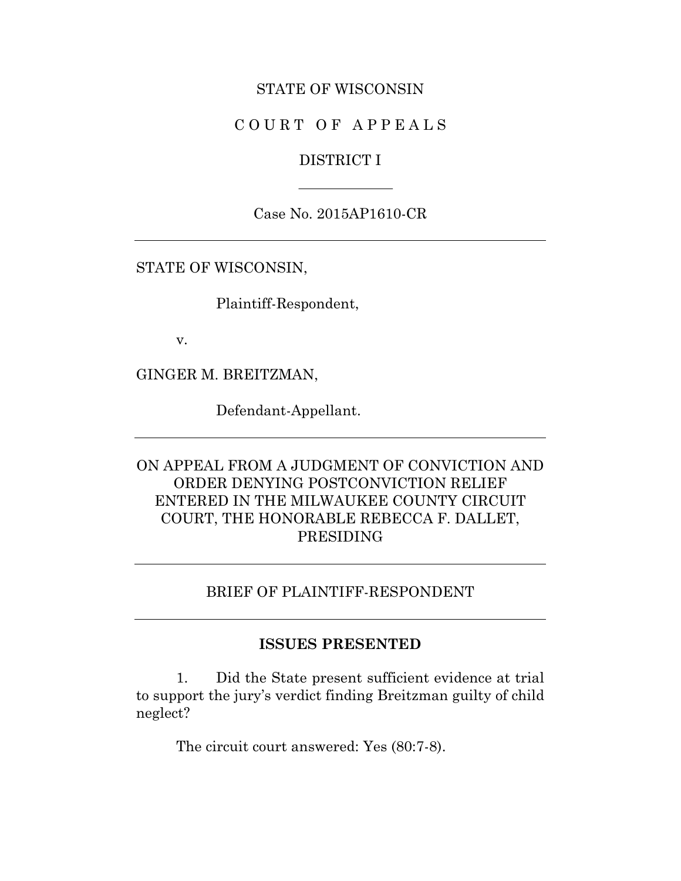STATE OF WISCONSIN

C O U R T  O F  A P P E A L S

DISTRICT I

---

Case No. 2015AP1610-CR

---

STATE OF WISCONSIN,

Plaintiff-Respondent,

v.

GINGER M. BREITZMAN,

Defendant-Appellant.

---

ON APPEAL FROM A JUDGMENT OF CONVICTION AND ORDER DENYING POSTCONVICTION RELIEF ENTERED IN THE MILWAUKEE COUNTY CIRCUIT COURT, THE HONORABLE REBECCA F. DALLET, PRESIDING

---

BRIEF OF PLAINTIFF-RESPONDENT

---

## ISSUES PRESENTED

1. Did the State present sufficient evidence at trial to support the jury's verdict finding Breitzman guilty of child neglect?

The circuit court answered: Yes (80:7-8).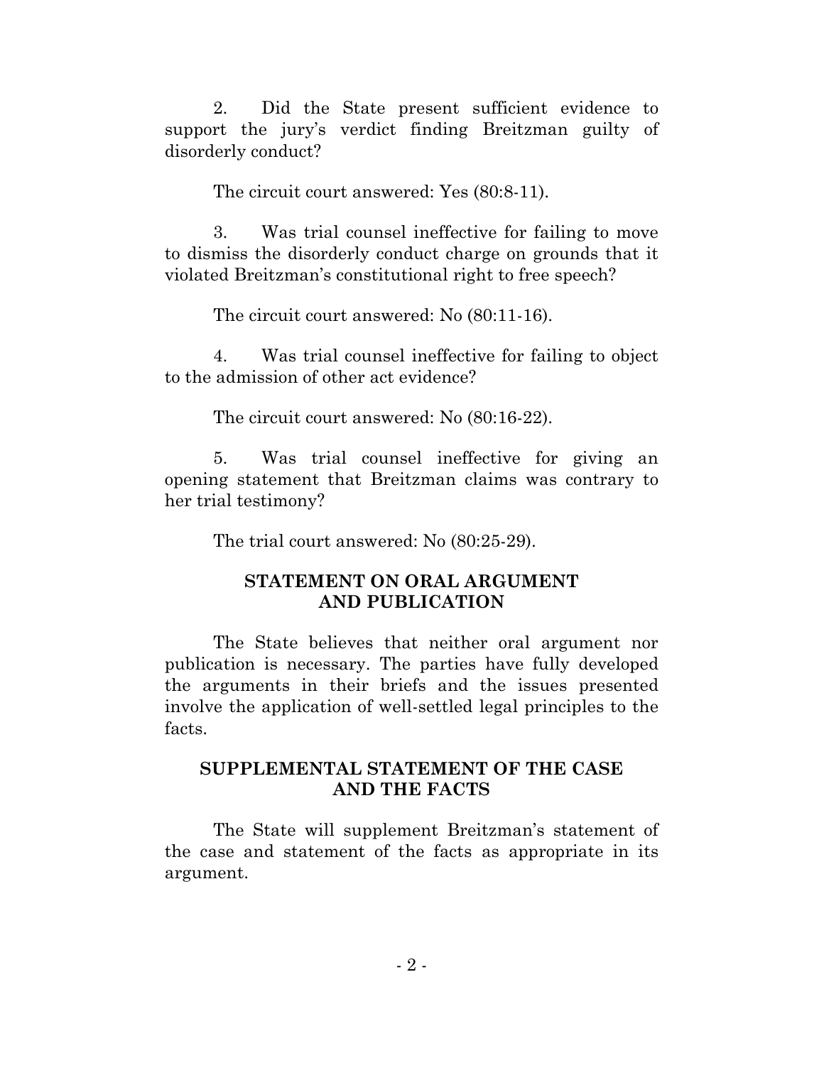2. Did the State present sufficient evidence to support the jury's verdict finding Breitzman guilty of disorderly conduct?

The circuit court answered: Yes (80:8-11).

3. Was trial counsel ineffective for failing to move to dismiss the disorderly conduct charge on grounds that it violated Breitzman's constitutional right to free speech?

The circuit court answered: No (80:11-16).

4. Was trial counsel ineffective for failing to object to the admission of other act evidence?

The circuit court answered: No (80:16-22).

5. Was trial counsel ineffective for giving an opening statement that Breitzman claims was contrary to her trial testimony?

The trial court answered: No (80:25-29).

## STATEMENT ON ORAL ARGUMENT AND PUBLICATION

The State believes that neither oral argument nor publication is necessary. The parties have fully developed the arguments in their briefs and the issues presented involve the application of well-settled legal principles to the facts.

## SUPPLEMENTAL STATEMENT OF THE CASE AND THE FACTS

The State will supplement Breitzman's statement of the case and statement of the facts as appropriate in its argument.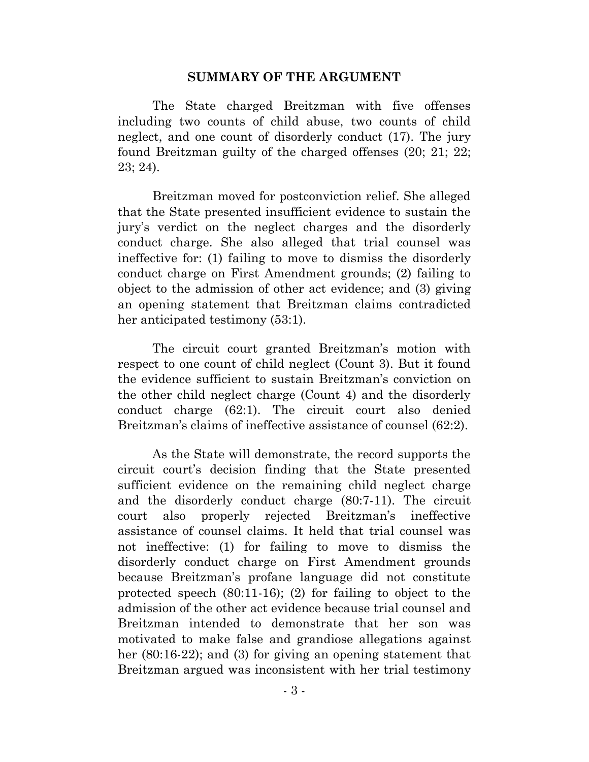## SUMMARY OF THE ARGUMENT

The State charged Breitzman with five offenses including two counts of child abuse, two counts of child neglect, and one count of disorderly conduct (17). The jury found Breitzman guilty of the charged offenses (20; 21; 22; 23; 24).

Breitzman moved for postconviction relief. She alleged that the State presented insufficient evidence to sustain the jury's verdict on the neglect charges and the disorderly conduct charge. She also alleged that trial counsel was ineffective for: (1) failing to move to dismiss the disorderly conduct charge on First Amendment grounds; (2) failing to object to the admission of other act evidence; and (3) giving an opening statement that Breitzman claims contradicted her anticipated testimony (53:1).

The circuit court granted Breitzman's motion with respect to one count of child neglect (Count 3). But it found the evidence sufficient to sustain Breitzman's conviction on the other child neglect charge (Count 4) and the disorderly conduct charge (62:1). The circuit court also denied Breitzman's claims of ineffective assistance of counsel (62:2).

As the State will demonstrate, the record supports the circuit court's decision finding that the State presented sufficient evidence on the remaining child neglect charge and the disorderly conduct charge (80:7-11). The circuit court also properly rejected Breitzman's ineffective assistance of counsel claims. It held that trial counsel was not ineffective: (1) for failing to move to dismiss the disorderly conduct charge on First Amendment grounds because Breitzman's profane language did not constitute protected speech (80:11-16); (2) for failing to object to the admission of the other act evidence because trial counsel and Breitzman intended to demonstrate that her son was motivated to make false and grandiose allegations against her (80:16-22); and (3) for giving an opening statement that Breitzman argued was inconsistent with her trial testimony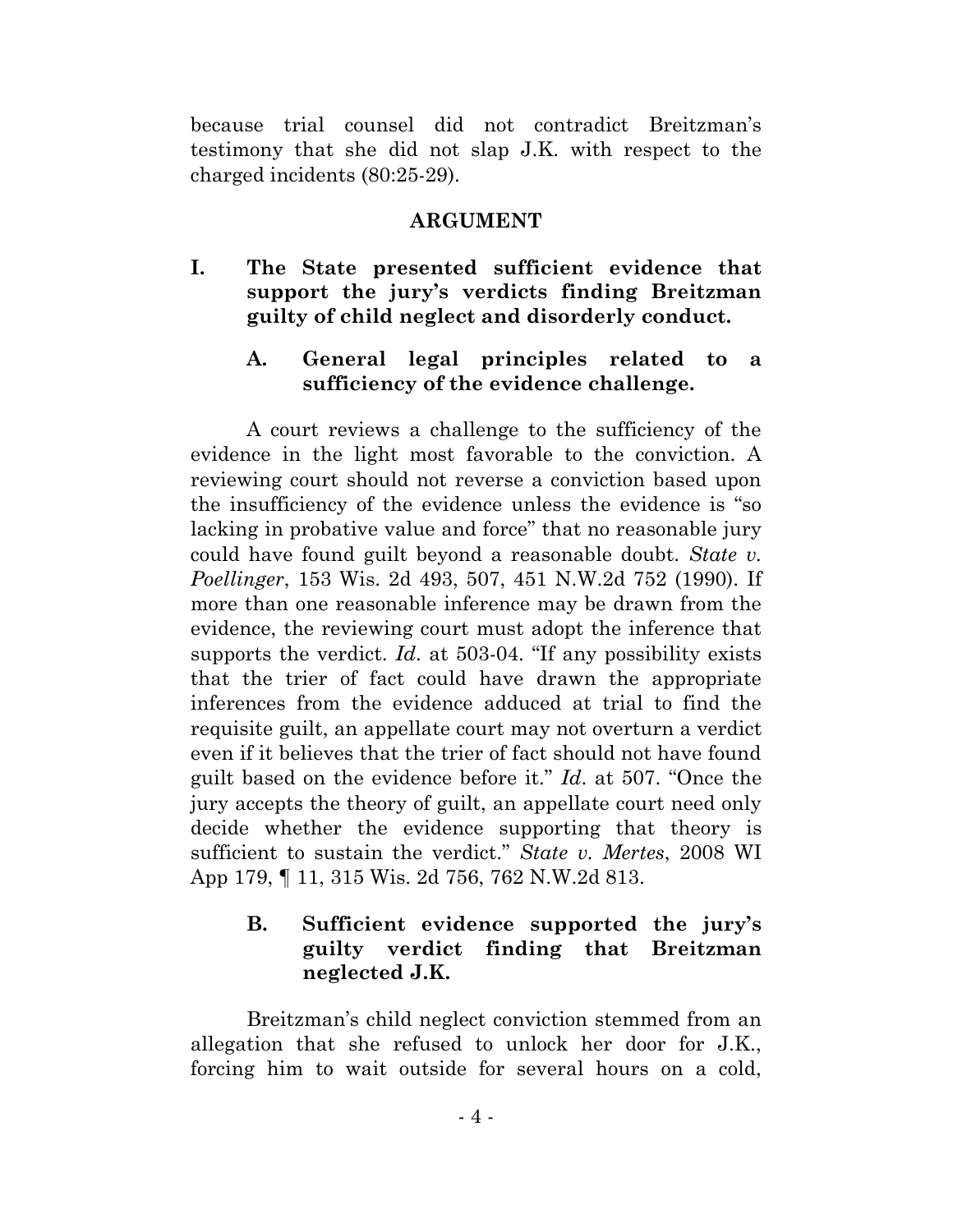because trial counsel did not contradict Breitzman's testimony that she did not slap J.K. with respect to the charged incidents (80:25-29).

## ARGUMENT

### I. The State presented sufficient evidence that support the jury's verdicts finding Breitzman guilty of child neglect and disorderly conduct.

#### A. General legal principles related to a sufficiency of the evidence challenge.

A court reviews a challenge to the sufficiency of the evidence in the light most favorable to the conviction. A reviewing court should not reverse a conviction based upon the insufficiency of the evidence unless the evidence is "so lacking in probative value and force" that no reasonable jury could have found guilt beyond a reasonable doubt. *State v. Poellinger*, 153 Wis. 2d 493, 507, 451 N.W.2d 752 (1990). If more than one reasonable inference may be drawn from the evidence, the reviewing court must adopt the inference that supports the verdict. *Id*. at 503-04. "If any possibility exists that the trier of fact could have drawn the appropriate inferences from the evidence adduced at trial to find the requisite guilt, an appellate court may not overturn a verdict even if it believes that the trier of fact should not have found guilt based on the evidence before it." *Id*. at 507. "Once the jury accepts the theory of guilt, an appellate court need only decide whether the evidence supporting that theory is sufficient to sustain the verdict." *State v. Mertes*, 2008 WI App 179, ¶ 11, 315 Wis. 2d 756, 762 N.W.2d 813.

#### B. Sufficient evidence supported the jury's guilty verdict finding that Breitzman neglected J.K.

Breitzman's child neglect conviction stemmed from an allegation that she refused to unlock her door for J.K., forcing him to wait outside for several hours on a cold,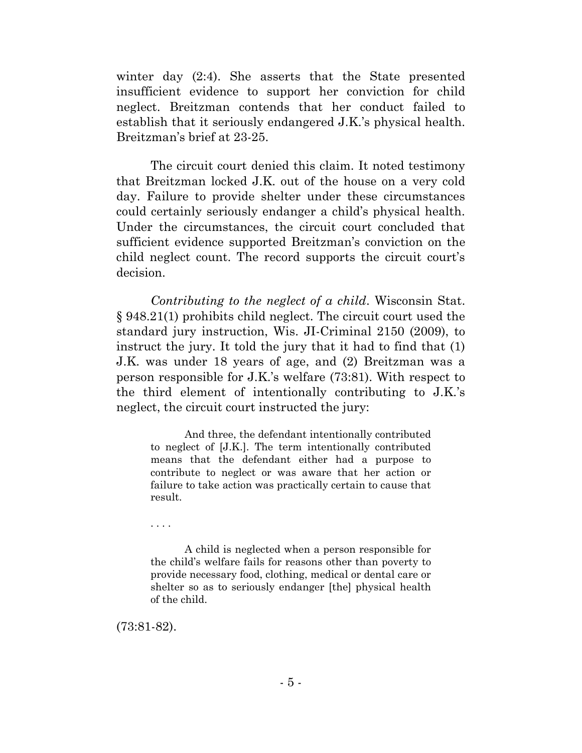winter day (2:4). She asserts that the State presented insufficient evidence to support her conviction for child neglect. Breitzman contends that her conduct failed to establish that it seriously endangered J.K.'s physical health. Breitzman's brief at 23-25.

The circuit court denied this claim. It noted testimony that Breitzman locked J.K. out of the house on a very cold day. Failure to provide shelter under these circumstances could certainly seriously endanger a child's physical health. Under the circumstances, the circuit court concluded that sufficient evidence supported Breitzman's conviction on the child neglect count. The record supports the circuit court's decision.

*Contributing to the neglect of a child*. Wisconsin Stat. § 948.21(1) prohibits child neglect. The circuit court used the standard jury instruction, Wis. JI-Criminal 2150 (2009), to instruct the jury. It told the jury that it had to find that (1) J.K. was under 18 years of age, and (2) Breitzman was a person responsible for J.K.'s welfare (73:81). With respect to the third element of intentionally contributing to J.K.'s neglect, the circuit court instructed the jury:

> And three, the defendant intentionally contributed to neglect of [J.K.]. The term intentionally contributed means that the defendant either had a purpose to contribute to neglect or was aware that her action or failure to take action was practically certain to cause that result.
>
> . . . .
>
> A child is neglected when a person responsible for the child's welfare fails for reasons other than poverty to provide necessary food, clothing, medical or dental care or shelter so as to seriously endanger [the] physical health of the child.

(73:81-82).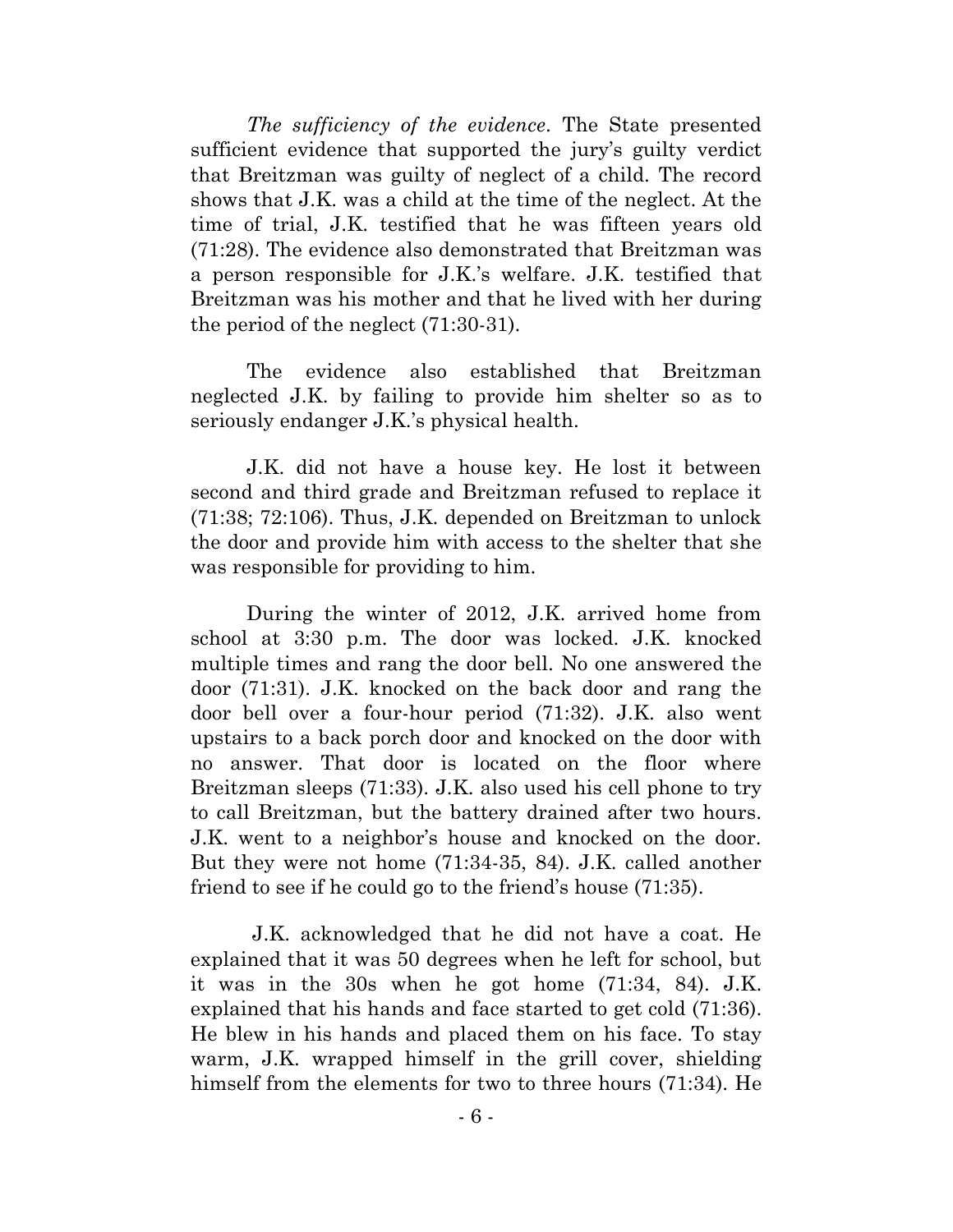*The sufficiency of the evidence.* The State presented sufficient evidence that supported the jury's guilty verdict that Breitzman was guilty of neglect of a child. The record shows that J.K. was a child at the time of the neglect. At the time of trial, J.K. testified that he was fifteen years old (71:28). The evidence also demonstrated that Breitzman was a person responsible for J.K.'s welfare. J.K. testified that Breitzman was his mother and that he lived with her during the period of the neglect (71:30-31).

The evidence also established that Breitzman neglected J.K. by failing to provide him shelter so as to seriously endanger J.K.'s physical health.

J.K. did not have a house key. He lost it between second and third grade and Breitzman refused to replace it (71:38; 72:106). Thus, J.K. depended on Breitzman to unlock the door and provide him with access to the shelter that she was responsible for providing to him.

During the winter of 2012, J.K. arrived home from school at 3:30 p.m. The door was locked. J.K. knocked multiple times and rang the door bell. No one answered the door (71:31). J.K. knocked on the back door and rang the door bell over a four-hour period (71:32). J.K. also went upstairs to a back porch door and knocked on the door with no answer. That door is located on the floor where Breitzman sleeps (71:33). J.K. also used his cell phone to try to call Breitzman, but the battery drained after two hours. J.K. went to a neighbor's house and knocked on the door. But they were not home (71:34-35, 84). J.K. called another friend to see if he could go to the friend's house (71:35).

J.K. acknowledged that he did not have a coat. He explained that it was 50 degrees when he left for school, but it was in the 30s when he got home (71:34, 84). J.K. explained that his hands and face started to get cold (71:36). He blew in his hands and placed them on his face. To stay warm, J.K. wrapped himself in the grill cover, shielding himself from the elements for two to three hours (71:34). He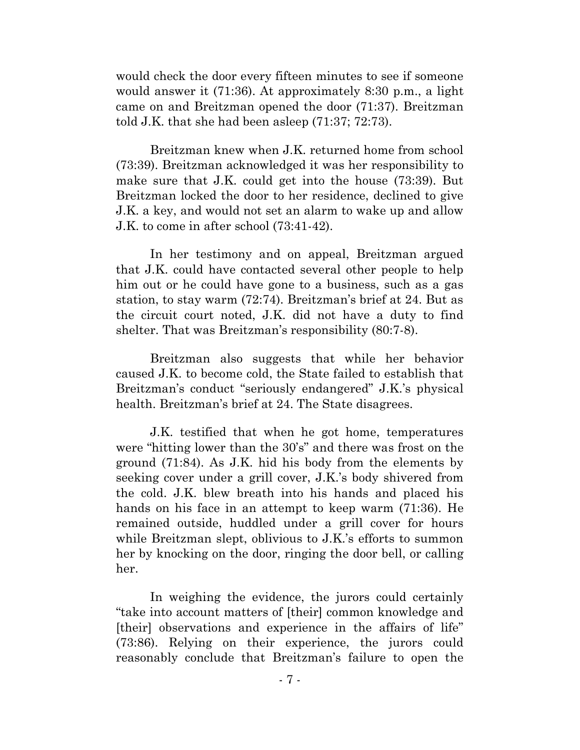would check the door every fifteen minutes to see if someone would answer it (71:36). At approximately 8:30 p.m., a light came on and Breitzman opened the door (71:37). Breitzman told J.K. that she had been asleep (71:37; 72:73).

Breitzman knew when J.K. returned home from school (73:39). Breitzman acknowledged it was her responsibility to make sure that J.K. could get into the house (73:39). But Breitzman locked the door to her residence, declined to give J.K. a key, and would not set an alarm to wake up and allow J.K. to come in after school (73:41-42).

In her testimony and on appeal, Breitzman argued that J.K. could have contacted several other people to help him out or he could have gone to a business, such as a gas station, to stay warm (72:74). Breitzman's brief at 24. But as the circuit court noted, J.K. did not have a duty to find shelter. That was Breitzman's responsibility (80:7-8).

Breitzman also suggests that while her behavior caused J.K. to become cold, the State failed to establish that Breitzman's conduct "seriously endangered" J.K.'s physical health. Breitzman's brief at 24. The State disagrees.

J.K. testified that when he got home, temperatures were "hitting lower than the 30's" and there was frost on the ground (71:84). As J.K. hid his body from the elements by seeking cover under a grill cover, J.K.'s body shivered from the cold. J.K. blew breath into his hands and placed his hands on his face in an attempt to keep warm (71:36). He remained outside, huddled under a grill cover for hours while Breitzman slept, oblivious to J.K.'s efforts to summon her by knocking on the door, ringing the door bell, or calling her.

In weighing the evidence, the jurors could certainly "take into account matters of [their] common knowledge and [their] observations and experience in the affairs of life" (73:86). Relying on their experience, the jurors could reasonably conclude that Breitzman's failure to open the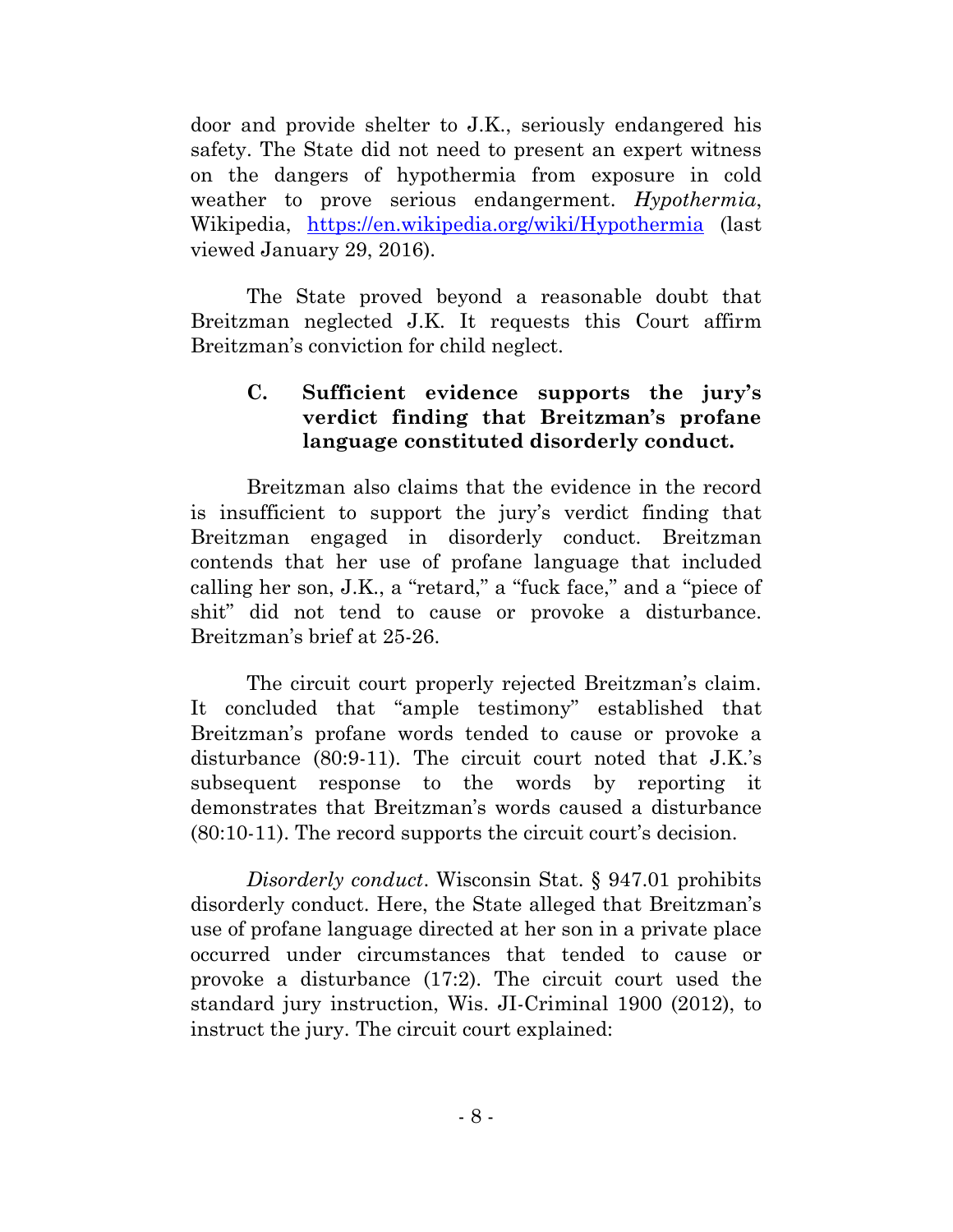door and provide shelter to J.K., seriously endangered his safety. The State did not need to present an expert witness on the dangers of hypothermia from exposure in cold weather to prove serious endangerment. *Hypothermia*, Wikipedia, https://en.wikipedia.org/wiki/Hypothermia (last viewed January 29, 2016).

The State proved beyond a reasonable doubt that Breitzman neglected J.K. It requests this Court affirm Breitzman's conviction for child neglect.

### C. Sufficient evidence supports the jury's verdict finding that Breitzman's profane language constituted disorderly conduct.

Breitzman also claims that the evidence in the record is insufficient to support the jury's verdict finding that Breitzman engaged in disorderly conduct. Breitzman contends that her use of profane language that included calling her son, J.K., a "retard," a "fuck face," and a "piece of shit" did not tend to cause or provoke a disturbance. Breitzman's brief at 25-26.

The circuit court properly rejected Breitzman's claim. It concluded that "ample testimony" established that Breitzman's profane words tended to cause or provoke a disturbance (80:9-11). The circuit court noted that J.K.'s subsequent response to the words by reporting it demonstrates that Breitzman's words caused a disturbance (80:10-11). The record supports the circuit court's decision.

*Disorderly conduct*. Wisconsin Stat. § 947.01 prohibits disorderly conduct. Here, the State alleged that Breitzman's use of profane language directed at her son in a private place occurred under circumstances that tended to cause or provoke a disturbance (17:2). The circuit court used the standard jury instruction, Wis. JI-Criminal 1900 (2012), to instruct the jury. The circuit court explained: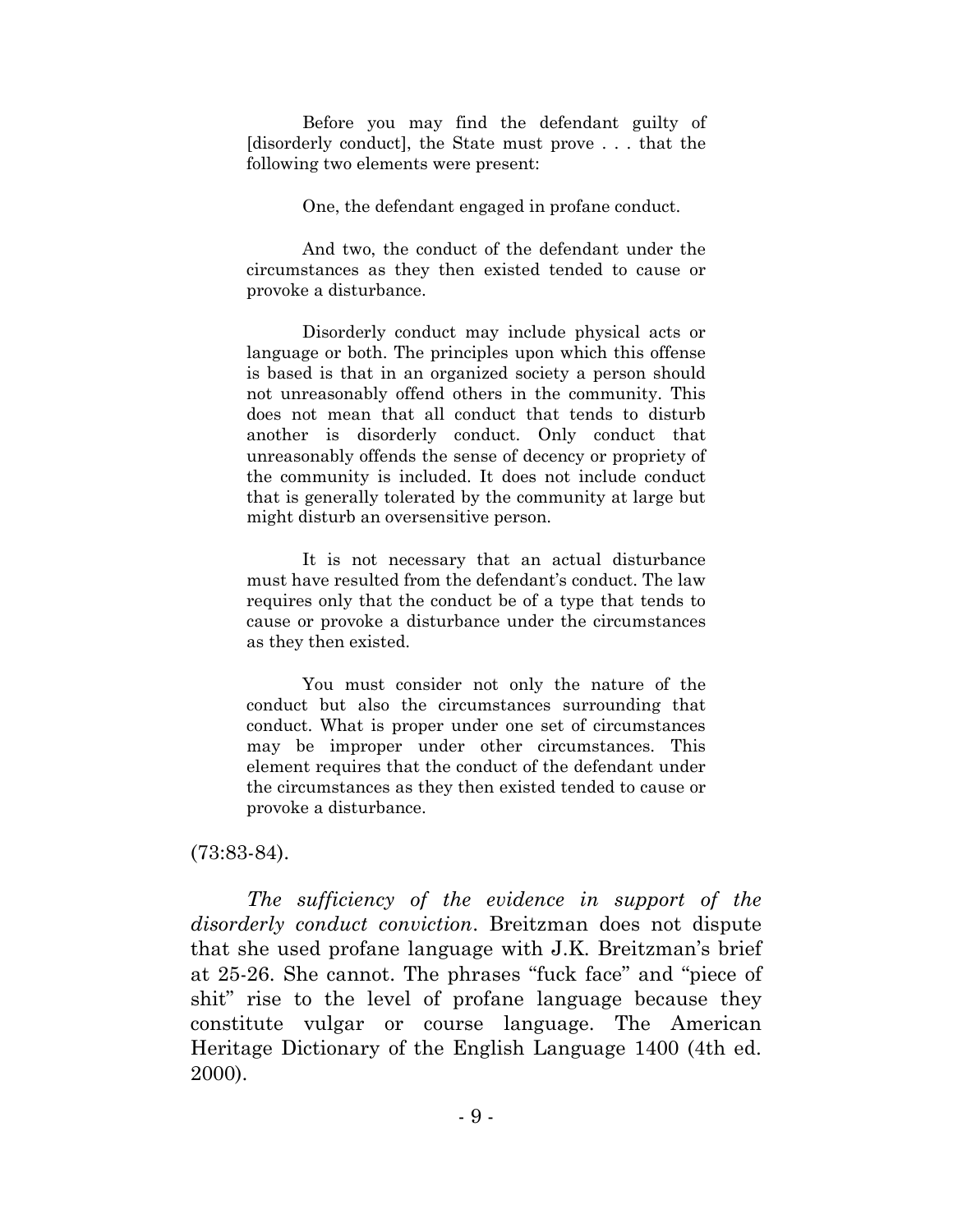> Before you may find the defendant guilty of [disorderly conduct], the State must prove . . . that the following two elements were present:
>
> One, the defendant engaged in profane conduct.
>
> And two, the conduct of the defendant under the circumstances as they then existed tended to cause or provoke a disturbance.
>
> Disorderly conduct may include physical acts or language or both. The principles upon which this offense is based is that in an organized society a person should not unreasonably offend others in the community. This does not mean that all conduct that tends to disturb another is disorderly conduct. Only conduct that unreasonably offends the sense of decency or propriety of the community is included. It does not include conduct that is generally tolerated by the community at large but might disturb an oversensitive person.
>
> It is not necessary that an actual disturbance must have resulted from the defendant's conduct. The law requires only that the conduct be of a type that tends to cause or provoke a disturbance under the circumstances as they then existed.
>
> You must consider not only the nature of the conduct but also the circumstances surrounding that conduct. What is proper under one set of circumstances may be improper under other circumstances. This element requires that the conduct of the defendant under the circumstances as they then existed tended to cause or provoke a disturbance.

(73:83-84).

*The sufficiency of the evidence in support of the disorderly conduct conviction*. Breitzman does not dispute that she used profane language with J.K. Breitzman's brief at 25-26. She cannot. The phrases "fuck face" and "piece of shit" rise to the level of profane language because they constitute vulgar or course language. The American Heritage Dictionary of the English Language 1400 (4th ed. 2000).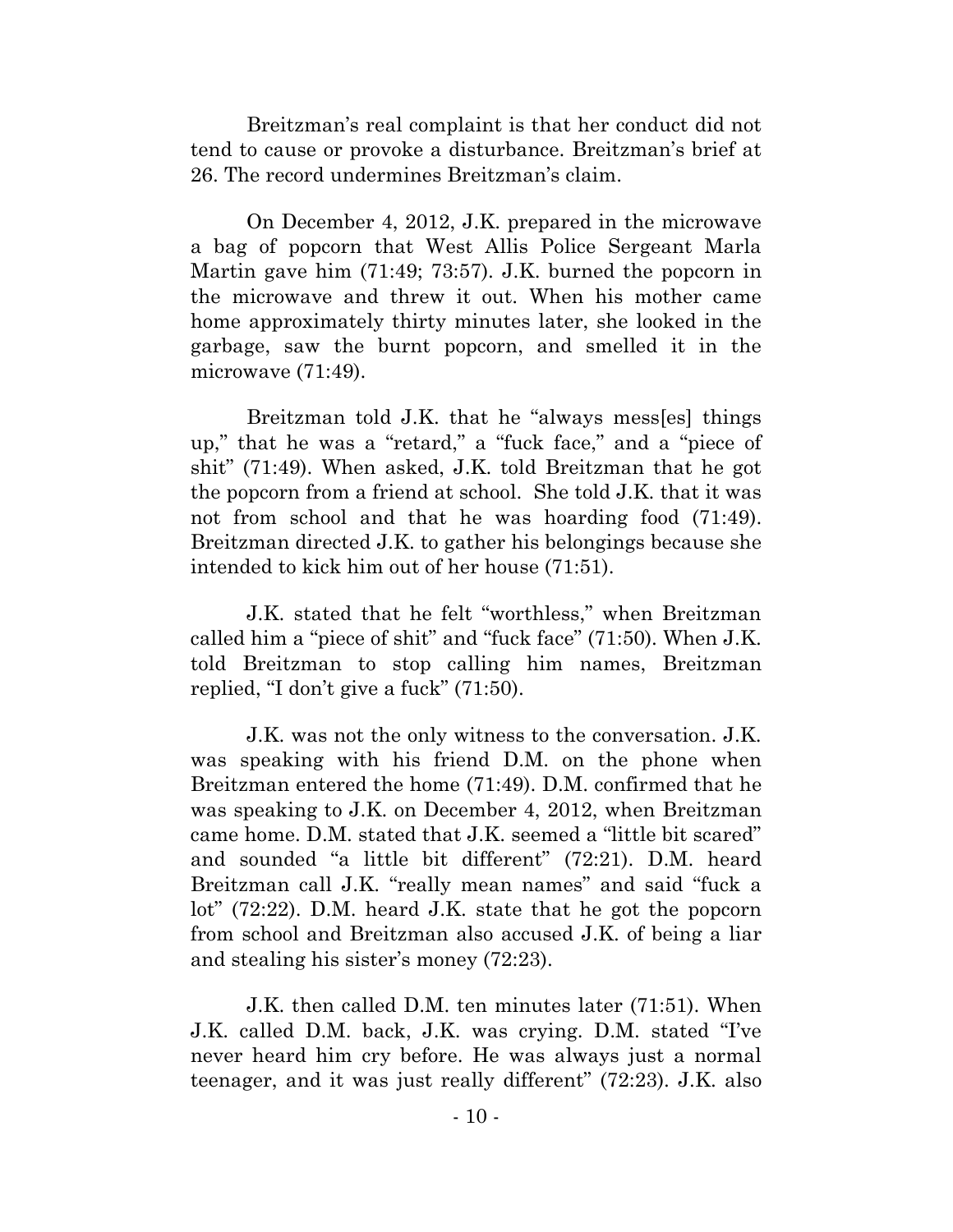Breitzman's real complaint is that her conduct did not tend to cause or provoke a disturbance. Breitzman's brief at 26. The record undermines Breitzman's claim.

On December 4, 2012, J.K. prepared in the microwave a bag of popcorn that West Allis Police Sergeant Marla Martin gave him (71:49; 73:57). J.K. burned the popcorn in the microwave and threw it out. When his mother came home approximately thirty minutes later, she looked in the garbage, saw the burnt popcorn, and smelled it in the microwave (71:49).

Breitzman told J.K. that he "always mess[es] things up," that he was a "retard," a "fuck face," and a "piece of shit" (71:49). When asked, J.K. told Breitzman that he got the popcorn from a friend at school. She told J.K. that it was not from school and that he was hoarding food (71:49). Breitzman directed J.K. to gather his belongings because she intended to kick him out of her house (71:51).

J.K. stated that he felt "worthless," when Breitzman called him a "piece of shit" and "fuck face" (71:50). When J.K. told Breitzman to stop calling him names, Breitzman replied, "I don't give a fuck" (71:50).

J.K. was not the only witness to the conversation. J.K. was speaking with his friend D.M. on the phone when Breitzman entered the home (71:49). D.M. confirmed that he was speaking to J.K. on December 4, 2012, when Breitzman came home. D.M. stated that J.K. seemed a "little bit scared" and sounded "a little bit different" (72:21). D.M. heard Breitzman call J.K. "really mean names" and said "fuck a lot" (72:22). D.M. heard J.K. state that he got the popcorn from school and Breitzman also accused J.K. of being a liar and stealing his sister's money (72:23).

J.K. then called D.M. ten minutes later (71:51). When J.K. called D.M. back, J.K. was crying. D.M. stated "I've never heard him cry before. He was always just a normal teenager, and it was just really different" (72:23). J.K. also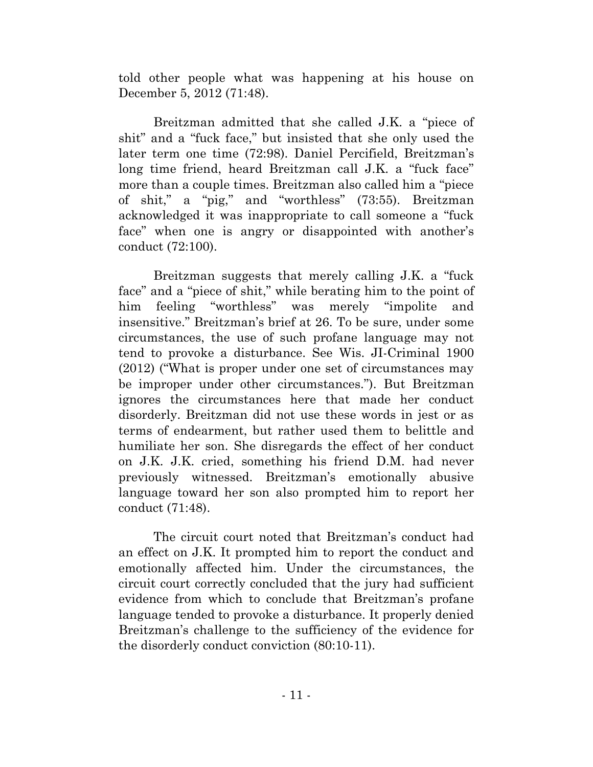told other people what was happening at his house on December 5, 2012 (71:48).

Breitzman admitted that she called J.K. a "piece of shit" and a "fuck face," but insisted that she only used the later term one time (72:98). Daniel Percifield, Breitzman's long time friend, heard Breitzman call J.K. a "fuck face" more than a couple times. Breitzman also called him a "piece of shit," a "pig," and "worthless" (73:55). Breitzman acknowledged it was inappropriate to call someone a "fuck face" when one is angry or disappointed with another's conduct (72:100).

Breitzman suggests that merely calling J.K. a "fuck face" and a "piece of shit," while berating him to the point of him feeling "worthless" was merely "impolite and insensitive." Breitzman's brief at 26. To be sure, under some circumstances, the use of such profane language may not tend to provoke a disturbance. See Wis. JI-Criminal 1900 (2012) ("What is proper under one set of circumstances may be improper under other circumstances."). But Breitzman ignores the circumstances here that made her conduct disorderly. Breitzman did not use these words in jest or as terms of endearment, but rather used them to belittle and humiliate her son. She disregards the effect of her conduct on J.K. J.K. cried, something his friend D.M. had never previously witnessed. Breitzman's emotionally abusive language toward her son also prompted him to report her conduct (71:48).

The circuit court noted that Breitzman's conduct had an effect on J.K. It prompted him to report the conduct and emotionally affected him. Under the circumstances, the circuit court correctly concluded that the jury had sufficient evidence from which to conclude that Breitzman's profane language tended to provoke a disturbance. It properly denied Breitzman's challenge to the sufficiency of the evidence for the disorderly conduct conviction (80:10-11).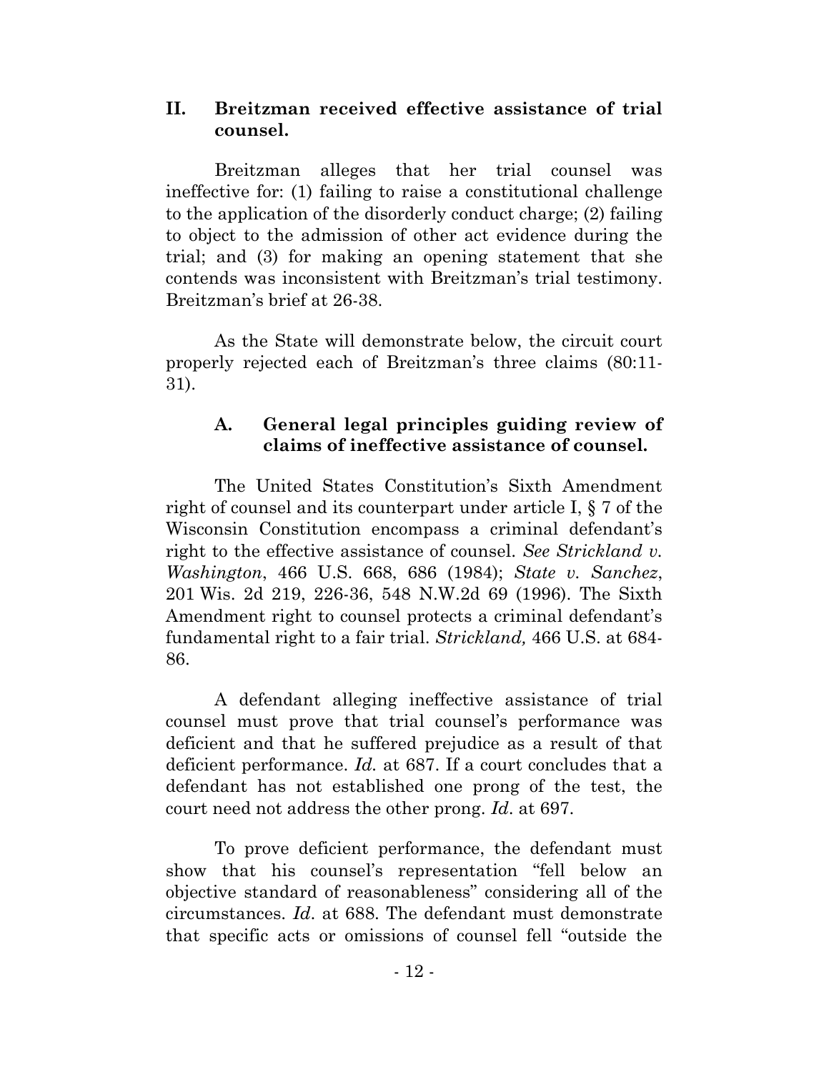## II. Breitzman received effective assistance of trial counsel.

Breitzman alleges that her trial counsel was ineffective for: (1) failing to raise a constitutional challenge to the application of the disorderly conduct charge; (2) failing to object to the admission of other act evidence during the trial; and (3) for making an opening statement that she contends was inconsistent with Breitzman's trial testimony. Breitzman's brief at 26-38.

As the State will demonstrate below, the circuit court properly rejected each of Breitzman's three claims (80:11-31).

### A. General legal principles guiding review of claims of ineffective assistance of counsel.

The United States Constitution's Sixth Amendment right of counsel and its counterpart under article I, § 7 of the Wisconsin Constitution encompass a criminal defendant's right to the effective assistance of counsel. *See Strickland v. Washington*, 466 U.S. 668, 686 (1984); *State v. Sanchez*, 201 Wis. 2d 219, 226-36, 548 N.W.2d 69 (1996). The Sixth Amendment right to counsel protects a criminal defendant's fundamental right to a fair trial. *Strickland,* 466 U.S. at 684-86.

A defendant alleging ineffective assistance of trial counsel must prove that trial counsel's performance was deficient and that he suffered prejudice as a result of that deficient performance. *Id.* at 687. If a court concludes that a defendant has not established one prong of the test, the court need not address the other prong. *Id*. at 697.

To prove deficient performance, the defendant must show that his counsel's representation "fell below an objective standard of reasonableness" considering all of the circumstances. *Id*. at 688. The defendant must demonstrate that specific acts or omissions of counsel fell "outside the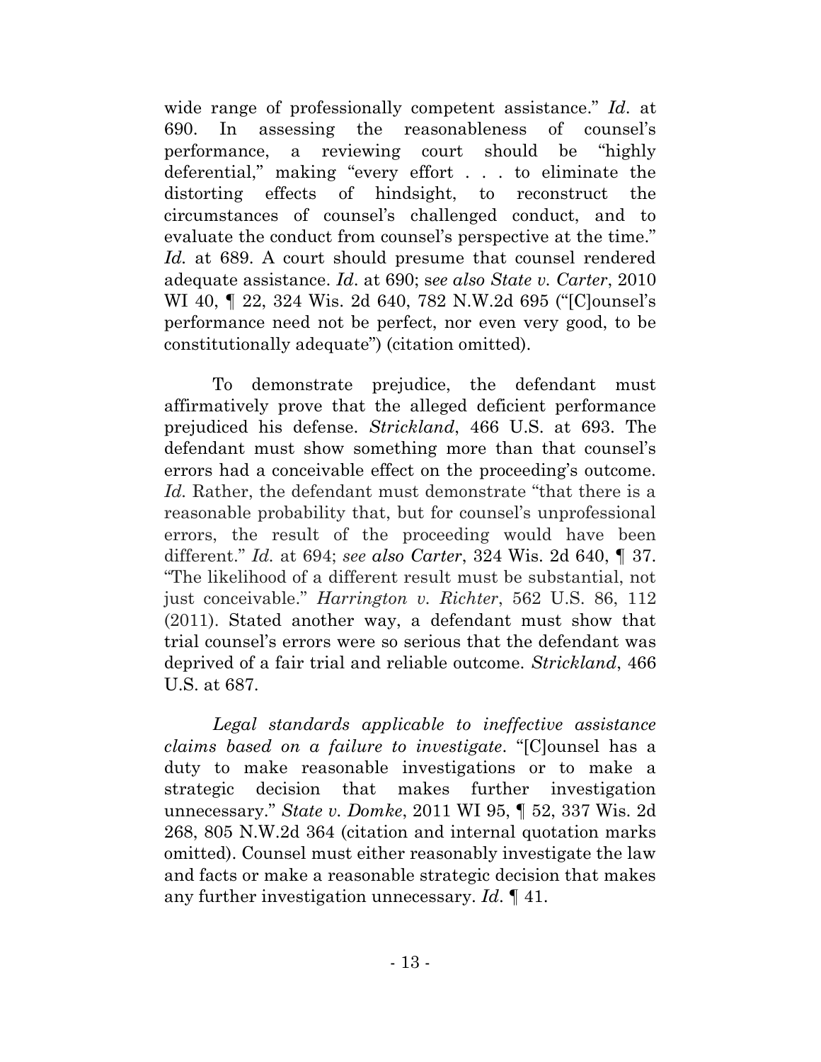wide range of professionally competent assistance." *Id*. at 690. In assessing the reasonableness of counsel's performance, a reviewing court should be "highly deferential," making "every effort . . . to eliminate the distorting effects of hindsight, to reconstruct the circumstances of counsel's challenged conduct, and to evaluate the conduct from counsel's perspective at the time." *Id.* at 689. A court should presume that counsel rendered adequate assistance. *Id*. at 690; s*ee also State v. Carter*, 2010 WI 40, ¶ 22, 324 Wis. 2d 640, 782 N.W.2d 695 ("[C]ounsel's performance need not be perfect, nor even very good, to be constitutionally adequate") (citation omitted).

To demonstrate prejudice, the defendant must affirmatively prove that the alleged deficient performance prejudiced his defense. *Strickland*, 466 U.S. at 693. The defendant must show something more than that counsel's errors had a conceivable effect on the proceeding's outcome. *Id.* Rather, the defendant must demonstrate "that there is a reasonable probability that, but for counsel's unprofessional errors, the result of the proceeding would have been different." *Id.* at 694; *see also Carter*, 324 Wis. 2d 640, ¶ 37. "The likelihood of a different result must be substantial, not just conceivable." *Harrington v. Richter*, 562 U.S. 86, 112 (2011). Stated another way, a defendant must show that trial counsel's errors were so serious that the defendant was deprived of a fair trial and reliable outcome. *Strickland*, 466 U.S. at 687.

*Legal standards applicable to ineffective assistance claims based on a failure to investigate*. "[C]ounsel has a duty to make reasonable investigations or to make a strategic decision that makes further investigation unnecessary." *State v. Domke*, 2011 WI 95, ¶ 52, 337 Wis. 2d 268, 805 N.W.2d 364 (citation and internal quotation marks omitted). Counsel must either reasonably investigate the law and facts or make a reasonable strategic decision that makes any further investigation unnecessary. *Id*. ¶ 41.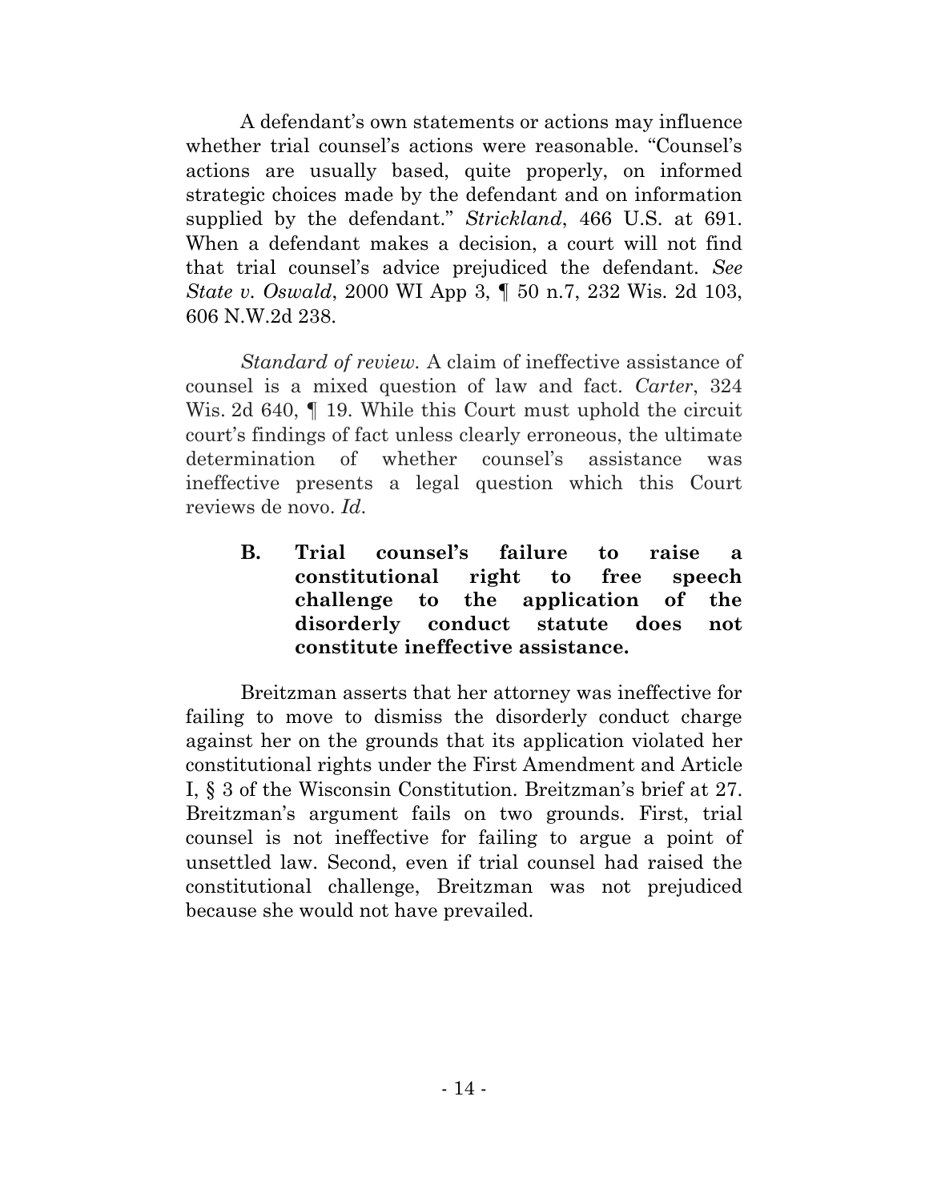A defendant's own statements or actions may influence whether trial counsel's actions were reasonable. "Counsel's actions are usually based, quite properly, on informed strategic choices made by the defendant and on information supplied by the defendant." *Strickland*, 466 U.S. at 691. When a defendant makes a decision, a court will not find that trial counsel's advice prejudiced the defendant. *See State v. Oswald*, 2000 WI App 3, ¶ 50 n.7, 232 Wis. 2d 103, 606 N.W.2d 238.

*Standard of review.* A claim of ineffective assistance of counsel is a mixed question of law and fact. *Carter*, 324 Wis. 2d 640, ¶ 19. While this Court must uphold the circuit court's findings of fact unless clearly erroneous, the ultimate determination of whether counsel's assistance was ineffective presents a legal question which this Court reviews de novo. *Id.*

### B. Trial counsel's failure to raise a constitutional right to free speech challenge to the application of the disorderly conduct statute does not constitute ineffective assistance.

Breitzman asserts that her attorney was ineffective for failing to move to dismiss the disorderly conduct charge against her on the grounds that its application violated her constitutional rights under the First Amendment and Article I, § 3 of the Wisconsin Constitution. Breitzman's brief at 27. Breitzman's argument fails on two grounds. First, trial counsel is not ineffective for failing to argue a point of unsettled law. Second, even if trial counsel had raised the constitutional challenge, Breitzman was not prejudiced because she would not have prevailed.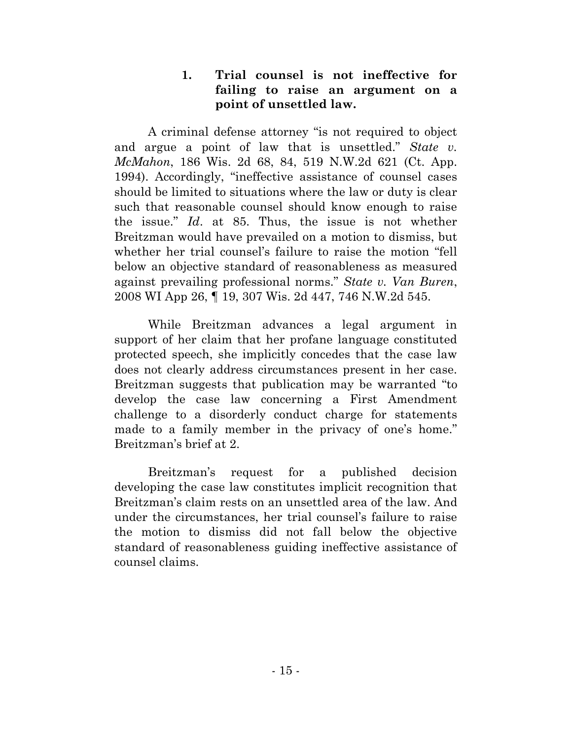### 1. Trial counsel is not ineffective for failing to raise an argument on a point of unsettled law.

A criminal defense attorney "is not required to object and argue a point of law that is unsettled." *State v. McMahon*, 186 Wis. 2d 68, 84, 519 N.W.2d 621 (Ct. App. 1994). Accordingly, "ineffective assistance of counsel cases should be limited to situations where the law or duty is clear such that reasonable counsel should know enough to raise the issue." *Id*. at 85. Thus, the issue is not whether Breitzman would have prevailed on a motion to dismiss, but whether her trial counsel's failure to raise the motion "fell below an objective standard of reasonableness as measured against prevailing professional norms." *State v. Van Buren*, 2008 WI App 26, ¶ 19, 307 Wis. 2d 447, 746 N.W.2d 545.

While Breitzman advances a legal argument in support of her claim that her profane language constituted protected speech, she implicitly concedes that the case law does not clearly address circumstances present in her case. Breitzman suggests that publication may be warranted "to develop the case law concerning a First Amendment challenge to a disorderly conduct charge for statements made to a family member in the privacy of one's home." Breitzman's brief at 2.

Breitzman's request for a published decision developing the case law constitutes implicit recognition that Breitzman's claim rests on an unsettled area of the law. And under the circumstances, her trial counsel's failure to raise the motion to dismiss did not fall below the objective standard of reasonableness guiding ineffective assistance of counsel claims.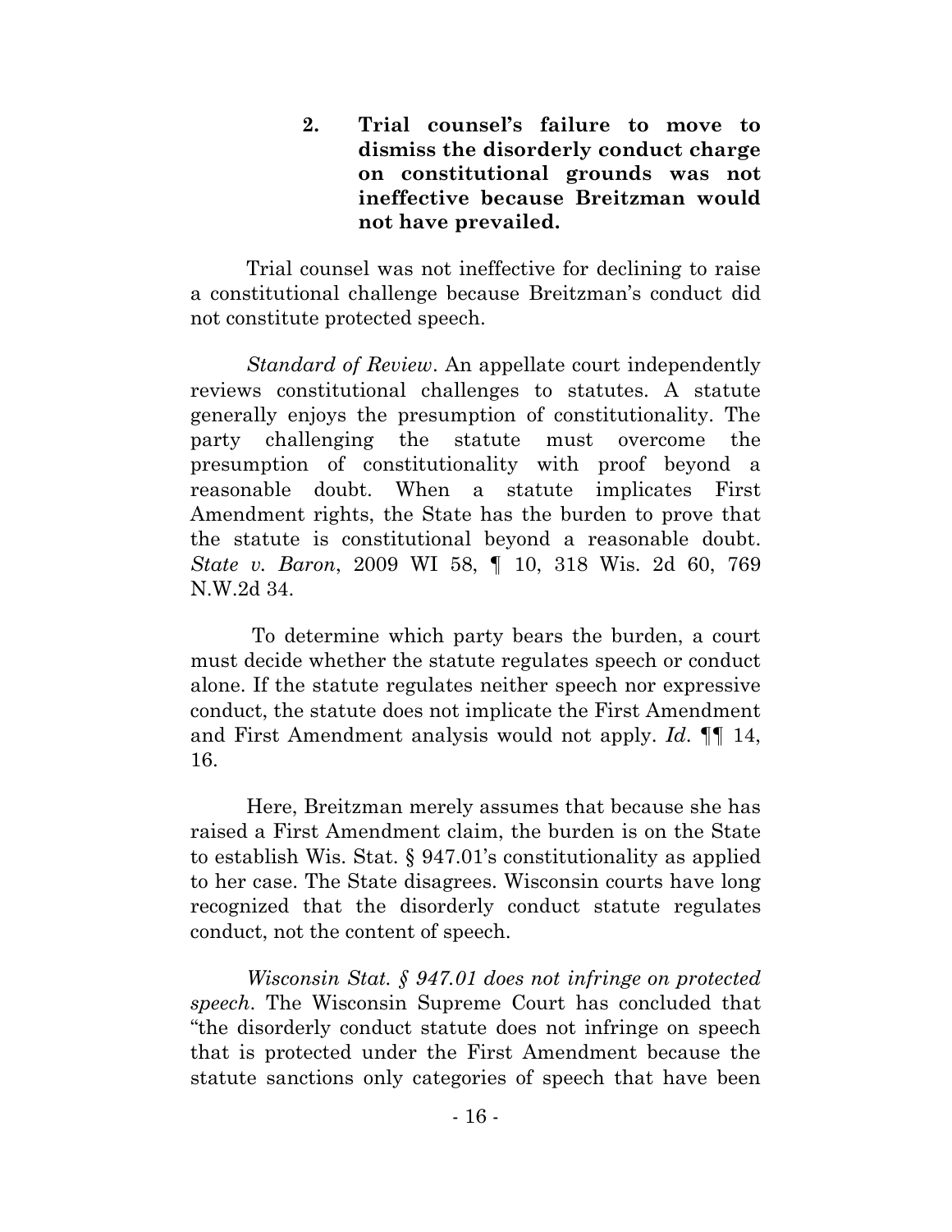### 2. Trial counsel's failure to move to dismiss the disorderly conduct charge on constitutional grounds was not ineffective because Breitzman would not have prevailed.

Trial counsel was not ineffective for declining to raise a constitutional challenge because Breitzman's conduct did not constitute protected speech.

*Standard of Review*. An appellate court independently reviews constitutional challenges to statutes. A statute generally enjoys the presumption of constitutionality. The party challenging the statute must overcome the presumption of constitutionality with proof beyond a reasonable doubt. When a statute implicates First Amendment rights, the State has the burden to prove that the statute is constitutional beyond a reasonable doubt. *State v. Baron*, 2009 WI 58, ¶ 10, 318 Wis. 2d 60, 769 N.W.2d 34.

To determine which party bears the burden, a court must decide whether the statute regulates speech or conduct alone. If the statute regulates neither speech nor expressive conduct, the statute does not implicate the First Amendment and First Amendment analysis would not apply. *Id*. ¶¶ 14, 16.

Here, Breitzman merely assumes that because she has raised a First Amendment claim, the burden is on the State to establish Wis. Stat. § 947.01's constitutionality as applied to her case. The State disagrees. Wisconsin courts have long recognized that the disorderly conduct statute regulates conduct, not the content of speech.

*Wisconsin Stat. § 947.01 does not infringe on protected speech*. The Wisconsin Supreme Court has concluded that "the disorderly conduct statute does not infringe on speech that is protected under the First Amendment because the statute sanctions only categories of speech that have been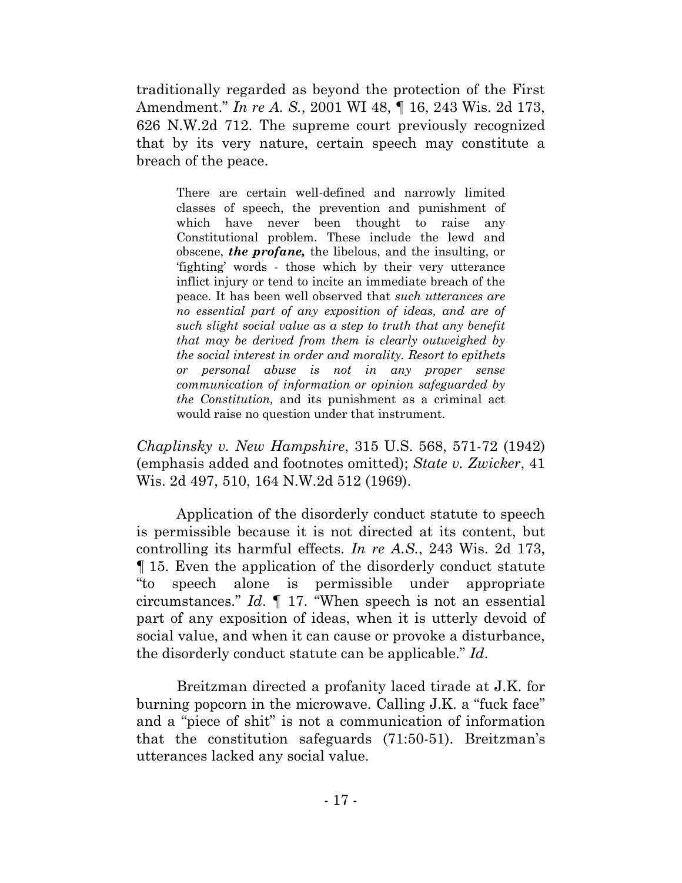traditionally regarded as beyond the protection of the First Amendment." *In re A. S.*, 2001 WI 48, ¶ 16, 243 Wis. 2d 173, 626 N.W.2d 712. The supreme court previously recognized that by its very nature, certain speech may constitute a breach of the peace.

> There are certain well-defined and narrowly limited classes of speech, the prevention and punishment of which have never been thought to raise any Constitutional problem. These include the lewd and obscene, ***the profane,*** the libelous, and the insulting, or 'fighting' words - those which by their very utterance inflict injury or tend to incite an immediate breach of the peace. It has been well observed that *such utterances are no essential part of any exposition of ideas, and are of such slight social value as a step to truth that any benefit that may be derived from them is clearly outweighed by the social interest in order and morality. Resort to epithets or personal abuse is not in any proper sense communication of information or opinion safeguarded by the Constitution,* and its punishment as a criminal act would raise no question under that instrument.

*Chaplinsky v. New Hampshire*, 315 U.S. 568, 571-72 (1942) (emphasis added and footnotes omitted); *State v. Zwicker*, 41 Wis. 2d 497, 510, 164 N.W.2d 512 (1969).

Application of the disorderly conduct statute to speech is permissible because it is not directed at its content, but controlling its harmful effects. *In re A.S.*, 243 Wis. 2d 173, ¶ 15. Even the application of the disorderly conduct statute "to speech alone is permissible under appropriate circumstances." *Id*. ¶ 17. "When speech is not an essential part of any exposition of ideas, when it is utterly devoid of social value, and when it can cause or provoke a disturbance, the disorderly conduct statute can be applicable." *Id*.

Breitzman directed a profanity laced tirade at J.K. for burning popcorn in the microwave. Calling J.K. a "fuck face" and a "piece of shit" is not a communication of information that the constitution safeguards (71:50-51). Breitzman's utterances lacked any social value.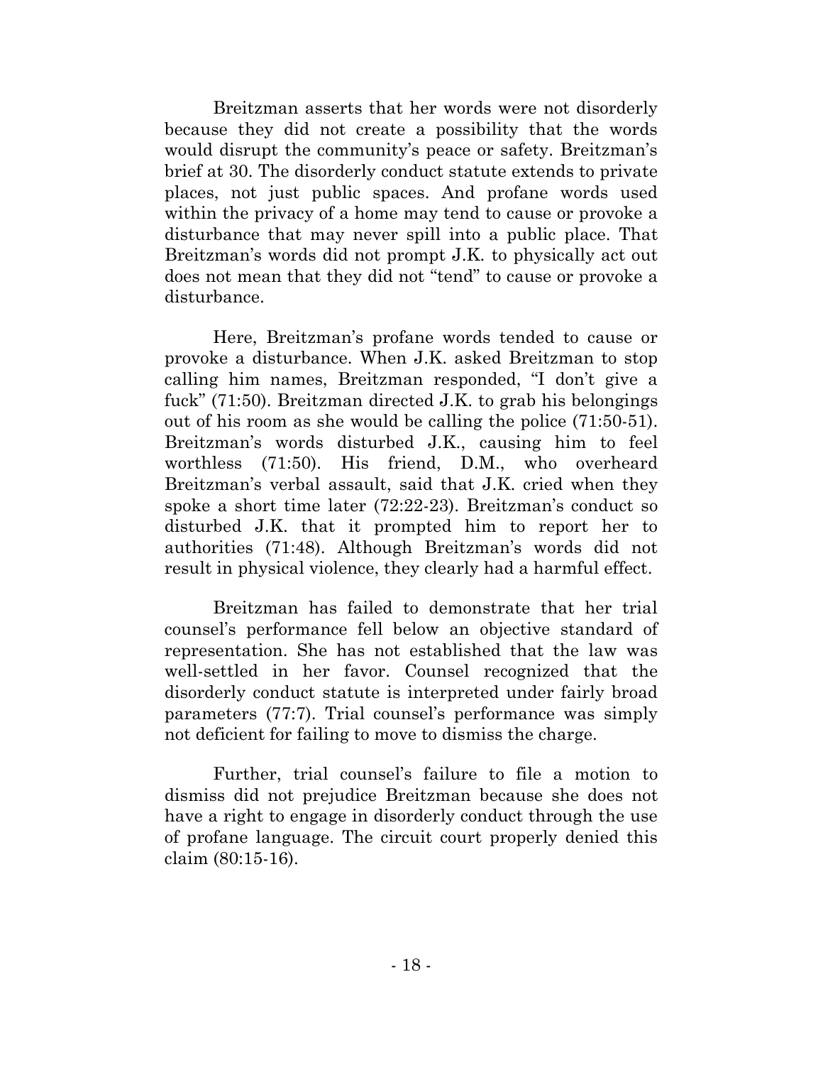Breitzman asserts that her words were not disorderly because they did not create a possibility that the words would disrupt the community's peace or safety. Breitzman's brief at 30. The disorderly conduct statute extends to private places, not just public spaces. And profane words used within the privacy of a home may tend to cause or provoke a disturbance that may never spill into a public place. That Breitzman's words did not prompt J.K. to physically act out does not mean that they did not "tend" to cause or provoke a disturbance.

Here, Breitzman's profane words tended to cause or provoke a disturbance. When J.K. asked Breitzman to stop calling him names, Breitzman responded, "I don't give a fuck" (71:50). Breitzman directed J.K. to grab his belongings out of his room as she would be calling the police (71:50-51). Breitzman's words disturbed J.K., causing him to feel worthless (71:50). His friend, D.M., who overheard Breitzman's verbal assault, said that J.K. cried when they spoke a short time later (72:22-23). Breitzman's conduct so disturbed J.K. that it prompted him to report her to authorities (71:48). Although Breitzman's words did not result in physical violence, they clearly had a harmful effect.

Breitzman has failed to demonstrate that her trial counsel's performance fell below an objective standard of representation. She has not established that the law was well-settled in her favor. Counsel recognized that the disorderly conduct statute is interpreted under fairly broad parameters (77:7). Trial counsel's performance was simply not deficient for failing to move to dismiss the charge.

Further, trial counsel's failure to file a motion to dismiss did not prejudice Breitzman because she does not have a right to engage in disorderly conduct through the use of profane language. The circuit court properly denied this claim (80:15-16).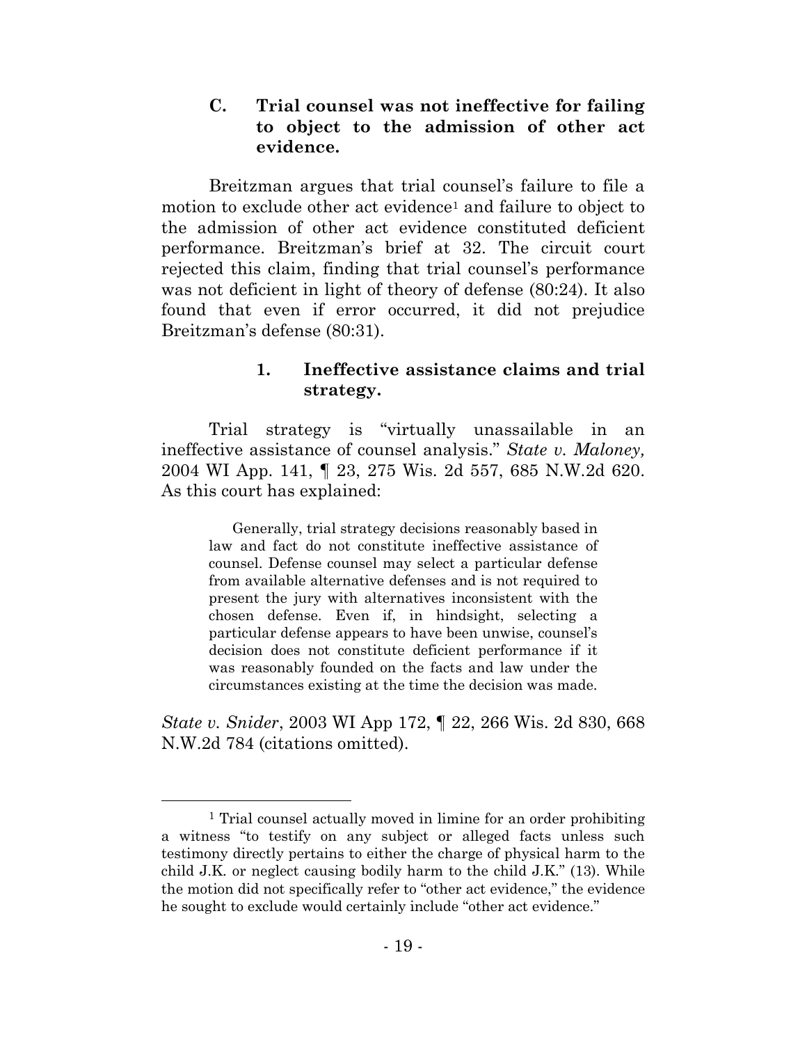### C. Trial counsel was not ineffective for failing to object to the admission of other act evidence.

Breitzman argues that trial counsel's failure to file a motion to exclude other act evidence[1] and failure to object to the admission of other act evidence constituted deficient performance. Breitzman's brief at 32. The circuit court rejected this claim, finding that trial counsel's performance was not deficient in light of theory of defense (80:24). It also found that even if error occurred, it did not prejudice Breitzman's defense (80:31).

#### 1. Ineffective assistance claims and trial strategy.

Trial strategy is "virtually unassailable in an ineffective assistance of counsel analysis." *State v. Maloney,* 2004 WI App. 141, ¶ 23, 275 Wis. 2d 557, 685 N.W.2d 620. As this court has explained:

> Generally, trial strategy decisions reasonably based in law and fact do not constitute ineffective assistance of counsel. Defense counsel may select a particular defense from available alternative defenses and is not required to present the jury with alternatives inconsistent with the chosen defense. Even if, in hindsight, selecting a particular defense appears to have been unwise, counsel's decision does not constitute deficient performance if it was reasonably founded on the facts and law under the circumstances existing at the time the decision was made.

*State v. Snider*, 2003 WI App 172, ¶ 22, 266 Wis. 2d 830, 668 N.W.2d 784 (citations omitted).

---

[1] Trial counsel actually moved in limine for an order prohibiting a witness "to testify on any subject or alleged facts unless such testimony directly pertains to either the charge of physical harm to the child J.K. or neglect causing bodily harm to the child J.K." (13). While the motion did not specifically refer to "other act evidence," the evidence he sought to exclude would certainly include "other act evidence."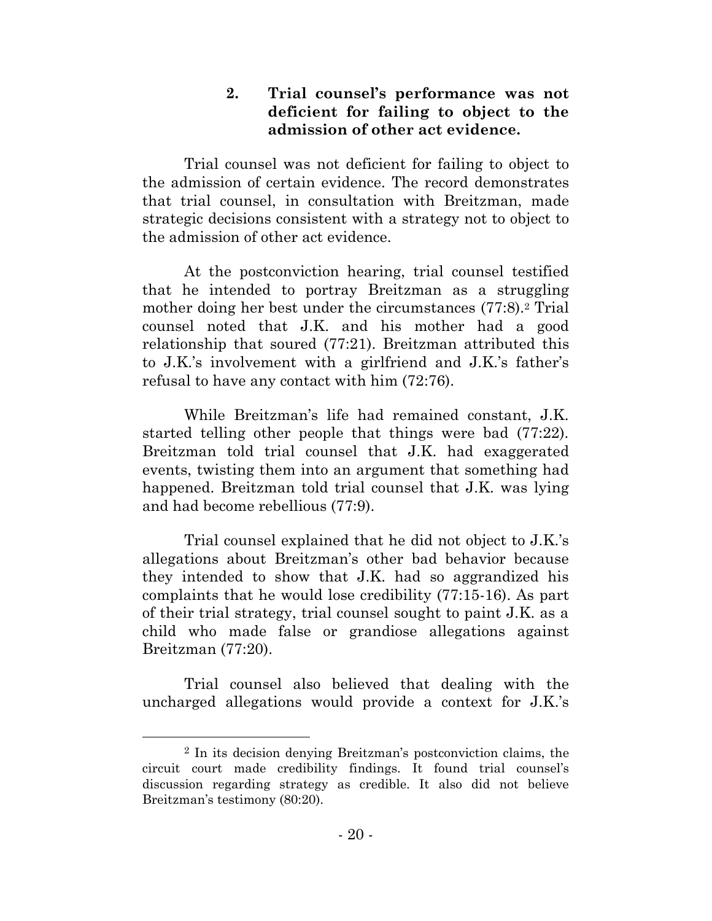### 2. Trial counsel's performance was not deficient for failing to object to the admission of other act evidence.

Trial counsel was not deficient for failing to object to the admission of certain evidence. The record demonstrates that trial counsel, in consultation with Breitzman, made strategic decisions consistent with a strategy not to object to the admission of other act evidence.

At the postconviction hearing, trial counsel testified that he intended to portray Breitzman as a struggling mother doing her best under the circumstances (77:8).[2] Trial counsel noted that J.K. and his mother had a good relationship that soured (77:21). Breitzman attributed this to J.K.'s involvement with a girlfriend and J.K.'s father's refusal to have any contact with him (72:76).

While Breitzman's life had remained constant, J.K. started telling other people that things were bad (77:22). Breitzman told trial counsel that J.K. had exaggerated events, twisting them into an argument that something had happened. Breitzman told trial counsel that J.K. was lying and had become rebellious (77:9).

Trial counsel explained that he did not object to J.K.'s allegations about Breitzman's other bad behavior because they intended to show that J.K. had so aggrandized his complaints that he would lose credibility (77:15-16). As part of their trial strategy, trial counsel sought to paint J.K. as a child who made false or grandiose allegations against Breitzman (77:20).

Trial counsel also believed that dealing with the uncharged allegations would provide a context for J.K.'s

[2] In its decision denying Breitzman's postconviction claims, the circuit court made credibility findings. It found trial counsel's discussion regarding strategy as credible. It also did not believe Breitzman's testimony (80:20).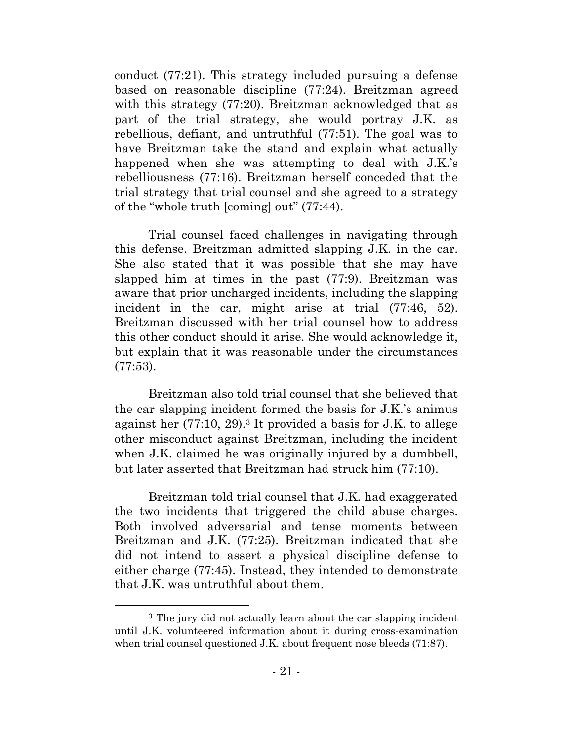conduct (77:21). This strategy included pursuing a defense based on reasonable discipline (77:24). Breitzman agreed with this strategy (77:20). Breitzman acknowledged that as part of the trial strategy, she would portray J.K. as rebellious, defiant, and untruthful (77:51). The goal was to have Breitzman take the stand and explain what actually happened when she was attempting to deal with J.K.'s rebelliousness (77:16). Breitzman herself conceded that the trial strategy that trial counsel and she agreed to a strategy of the "whole truth [coming] out" (77:44).

Trial counsel faced challenges in navigating through this defense. Breitzman admitted slapping J.K. in the car. She also stated that it was possible that she may have slapped him at times in the past (77:9). Breitzman was aware that prior uncharged incidents, including the slapping incident in the car, might arise at trial (77:46, 52). Breitzman discussed with her trial counsel how to address this other conduct should it arise. She would acknowledge it, but explain that it was reasonable under the circumstances (77:53).

Breitzman also told trial counsel that she believed that the car slapping incident formed the basis for J.K.'s animus against her (77:10, 29).[3] It provided a basis for J.K. to allege other misconduct against Breitzman, including the incident when J.K. claimed he was originally injured by a dumbbell, but later asserted that Breitzman had struck him (77:10).

Breitzman told trial counsel that J.K. had exaggerated the two incidents that triggered the child abuse charges. Both involved adversarial and tense moments between Breitzman and J.K. (77:25). Breitzman indicated that she did not intend to assert a physical discipline defense to either charge (77:45). Instead, they intended to demonstrate that J.K. was untruthful about them.

[3] The jury did not actually learn about the car slapping incident until J.K. volunteered information about it during cross-examination when trial counsel questioned J.K. about frequent nose bleeds (71:87).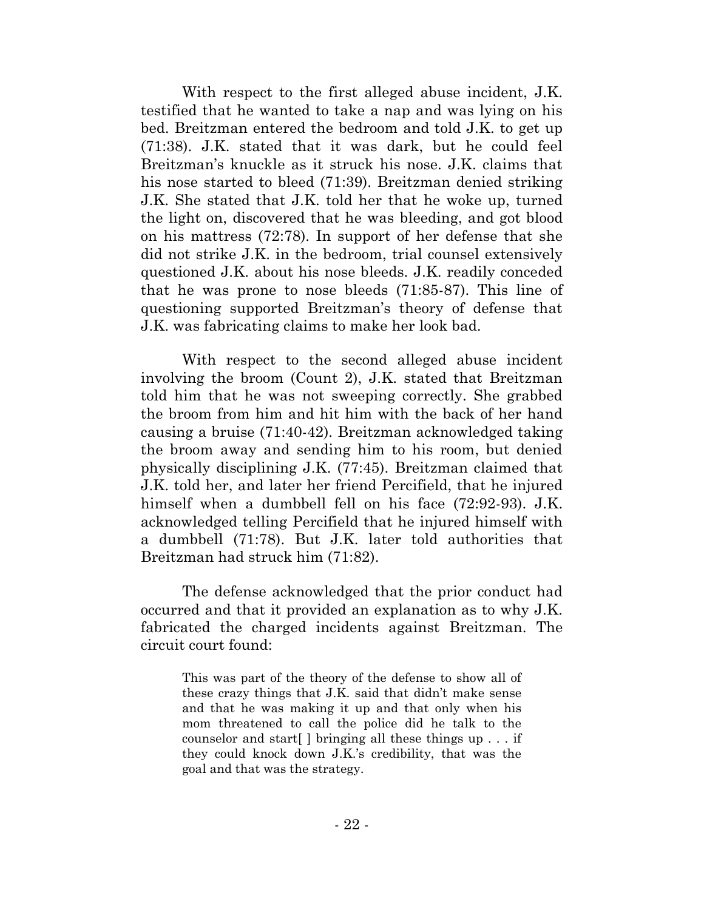With respect to the first alleged abuse incident, J.K. testified that he wanted to take a nap and was lying on his bed. Breitzman entered the bedroom and told J.K. to get up (71:38). J.K. stated that it was dark, but he could feel Breitzman's knuckle as it struck his nose. J.K. claims that his nose started to bleed (71:39). Breitzman denied striking J.K. She stated that J.K. told her that he woke up, turned the light on, discovered that he was bleeding, and got blood on his mattress (72:78). In support of her defense that she did not strike J.K. in the bedroom, trial counsel extensively questioned J.K. about his nose bleeds. J.K. readily conceded that he was prone to nose bleeds (71:85-87). This line of questioning supported Breitzman's theory of defense that J.K. was fabricating claims to make her look bad.

With respect to the second alleged abuse incident involving the broom (Count 2), J.K. stated that Breitzman told him that he was not sweeping correctly. She grabbed the broom from him and hit him with the back of her hand causing a bruise (71:40-42). Breitzman acknowledged taking the broom away and sending him to his room, but denied physically disciplining J.K. (77:45). Breitzman claimed that J.K. told her, and later her friend Percifield, that he injured himself when a dumbbell fell on his face (72:92-93). J.K. acknowledged telling Percifield that he injured himself with a dumbbell (71:78). But J.K. later told authorities that Breitzman had struck him (71:82).

The defense acknowledged that the prior conduct had occurred and that it provided an explanation as to why J.K. fabricated the charged incidents against Breitzman. The circuit court found:

> This was part of the theory of the defense to show all of these crazy things that J.K. said that didn't make sense and that he was making it up and that only when his mom threatened to call the police did he talk to the counselor and start[ ] bringing all these things up . . . if they could knock down J.K.'s credibility, that was the goal and that was the strategy.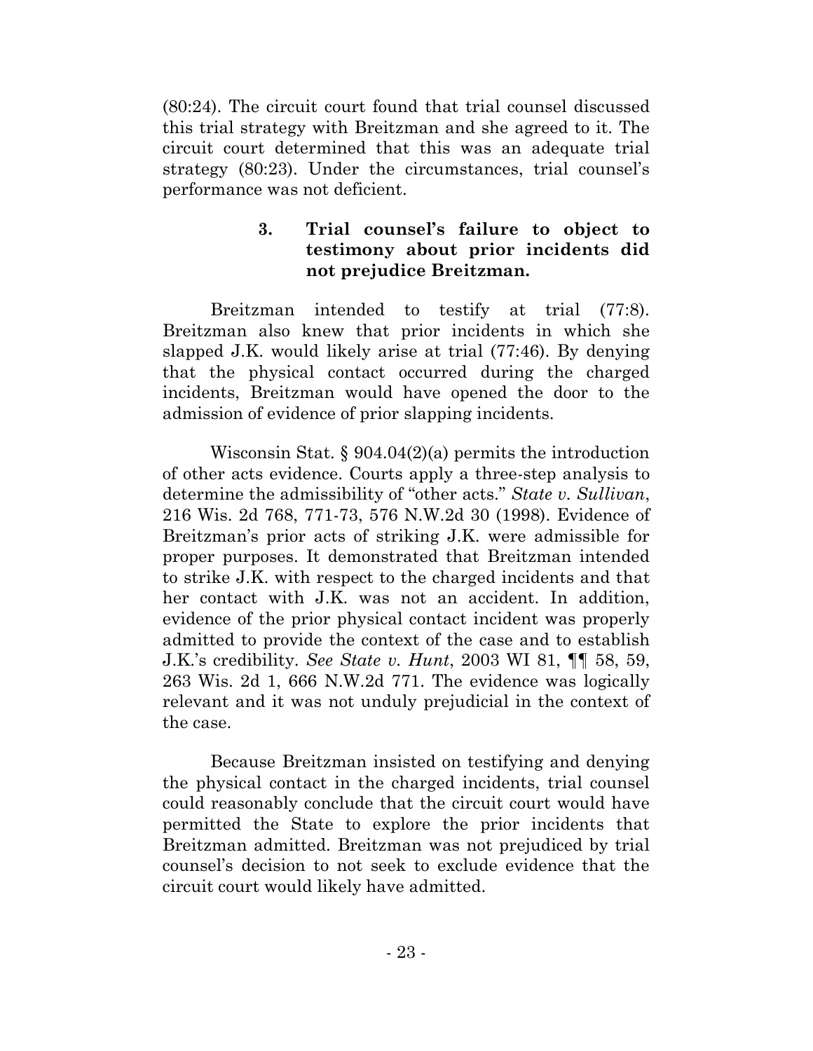(80:24). The circuit court found that trial counsel discussed this trial strategy with Breitzman and she agreed to it. The circuit court determined that this was an adequate trial strategy (80:23). Under the circumstances, trial counsel's performance was not deficient.

### 3. Trial counsel's failure to object to testimony about prior incidents did not prejudice Breitzman.

Breitzman intended to testify at trial (77:8). Breitzman also knew that prior incidents in which she slapped J.K. would likely arise at trial (77:46). By denying that the physical contact occurred during the charged incidents, Breitzman would have opened the door to the admission of evidence of prior slapping incidents.

Wisconsin Stat. § 904.04(2)(a) permits the introduction of other acts evidence. Courts apply a three-step analysis to determine the admissibility of "other acts." *State v. Sullivan*, 216 Wis. 2d 768, 771-73, 576 N.W.2d 30 (1998). Evidence of Breitzman's prior acts of striking J.K. were admissible for proper purposes. It demonstrated that Breitzman intended to strike J.K. with respect to the charged incidents and that her contact with J.K. was not an accident. In addition, evidence of the prior physical contact incident was properly admitted to provide the context of the case and to establish J.K.'s credibility. *See State v. Hunt*, 2003 WI 81, ¶¶ 58, 59, 263 Wis. 2d 1, 666 N.W.2d 771. The evidence was logically relevant and it was not unduly prejudicial in the context of the case.

Because Breitzman insisted on testifying and denying the physical contact in the charged incidents, trial counsel could reasonably conclude that the circuit court would have permitted the State to explore the prior incidents that Breitzman admitted. Breitzman was not prejudiced by trial counsel's decision to not seek to exclude evidence that the circuit court would likely have admitted.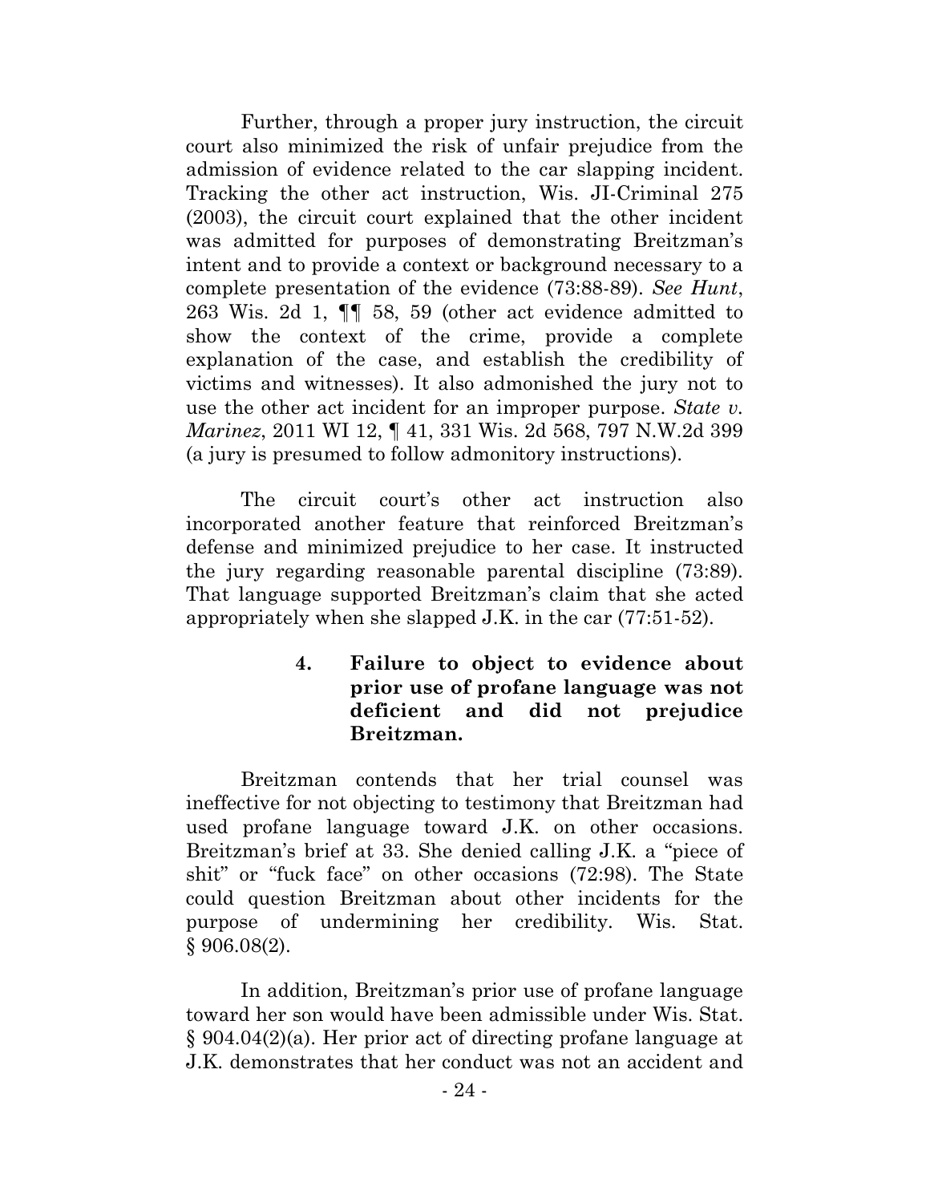Further, through a proper jury instruction, the circuit court also minimized the risk of unfair prejudice from the admission of evidence related to the car slapping incident. Tracking the other act instruction, Wis. JI-Criminal 275 (2003), the circuit court explained that the other incident was admitted for purposes of demonstrating Breitzman's intent and to provide a context or background necessary to a complete presentation of the evidence (73:88-89). *See Hunt*, 263 Wis. 2d 1, ¶¶ 58, 59 (other act evidence admitted to show the context of the crime, provide a complete explanation of the case, and establish the credibility of victims and witnesses). It also admonished the jury not to use the other act incident for an improper purpose. *State v. Marinez*, 2011 WI 12, ¶ 41, 331 Wis. 2d 568, 797 N.W.2d 399 (a jury is presumed to follow admonitory instructions).

The circuit court's other act instruction also incorporated another feature that reinforced Breitzman's defense and minimized prejudice to her case. It instructed the jury regarding reasonable parental discipline (73:89). That language supported Breitzman's claim that she acted appropriately when she slapped J.K. in the car (77:51-52).

#### 4. Failure to object to evidence about prior use of profane language was not deficient and did not prejudice Breitzman.

Breitzman contends that her trial counsel was ineffective for not objecting to testimony that Breitzman had used profane language toward J.K. on other occasions. Breitzman's brief at 33. She denied calling J.K. a "piece of shit" or "fuck face" on other occasions (72:98). The State could question Breitzman about other incidents for the purpose of undermining her credibility. Wis. Stat. § 906.08(2).

In addition, Breitzman's prior use of profane language toward her son would have been admissible under Wis. Stat. § 904.04(2)(a). Her prior act of directing profane language at J.K. demonstrates that her conduct was not an accident and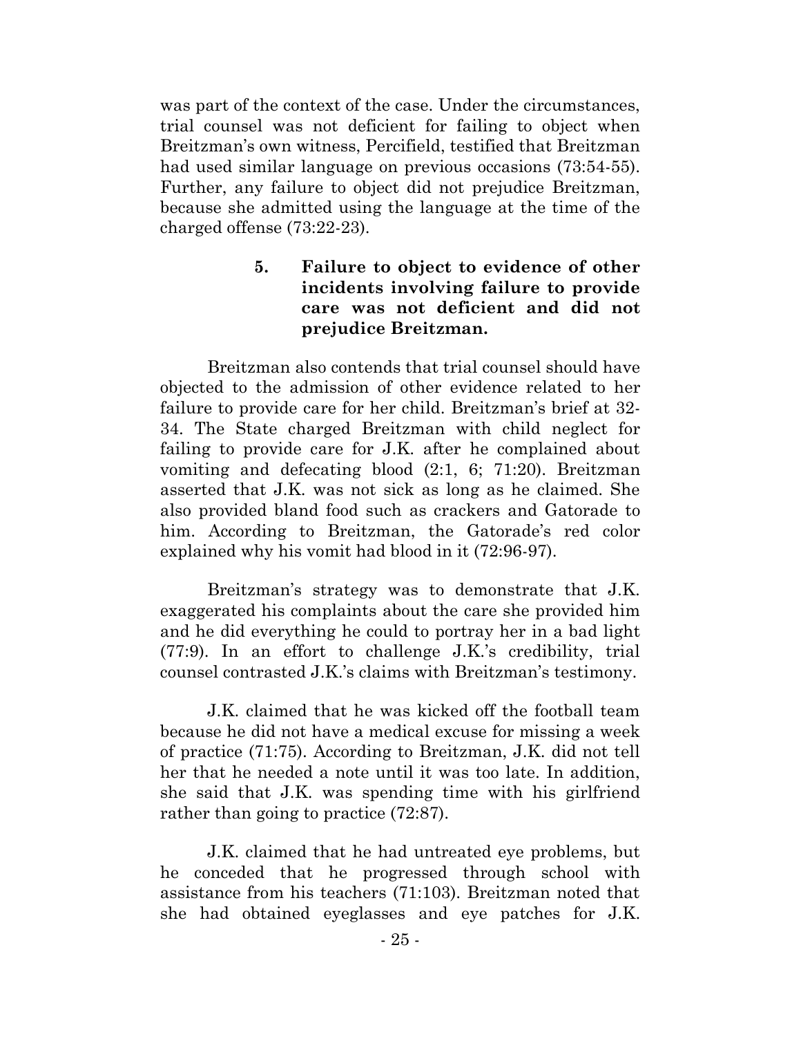was part of the context of the case. Under the circumstances, trial counsel was not deficient for failing to object when Breitzman's own witness, Percifield, testified that Breitzman had used similar language on previous occasions (73:54-55). Further, any failure to object did not prejudice Breitzman, because she admitted using the language at the time of the charged offense (73:22-23).

#### 5. Failure to object to evidence of other incidents involving failure to provide care was not deficient and did not prejudice Breitzman.

Breitzman also contends that trial counsel should have objected to the admission of other evidence related to her failure to provide care for her child. Breitzman's brief at 32-34. The State charged Breitzman with child neglect for failing to provide care for J.K. after he complained about vomiting and defecating blood (2:1, 6; 71:20). Breitzman asserted that J.K. was not sick as long as he claimed. She also provided bland food such as crackers and Gatorade to him. According to Breitzman, the Gatorade's red color explained why his vomit had blood in it (72:96-97).

Breitzman's strategy was to demonstrate that J.K. exaggerated his complaints about the care she provided him and he did everything he could to portray her in a bad light (77:9). In an effort to challenge J.K.'s credibility, trial counsel contrasted J.K.'s claims with Breitzman's testimony.

J.K. claimed that he was kicked off the football team because he did not have a medical excuse for missing a week of practice (71:75). According to Breitzman, J.K. did not tell her that he needed a note until it was too late. In addition, she said that J.K. was spending time with his girlfriend rather than going to practice (72:87).

J.K. claimed that he had untreated eye problems, but he conceded that he progressed through school with assistance from his teachers (71:103). Breitzman noted that she had obtained eyeglasses and eye patches for J.K.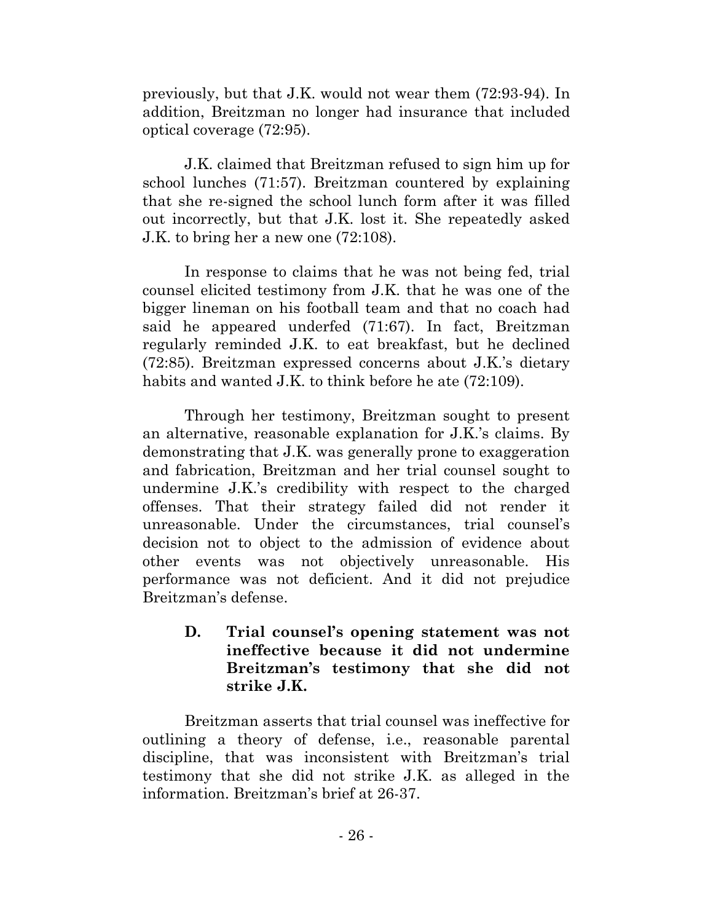previously, but that J.K. would not wear them (72:93-94). In addition, Breitzman no longer had insurance that included optical coverage (72:95).

J.K. claimed that Breitzman refused to sign him up for school lunches (71:57). Breitzman countered by explaining that she re-signed the school lunch form after it was filled out incorrectly, but that J.K. lost it. She repeatedly asked J.K. to bring her a new one (72:108).

In response to claims that he was not being fed, trial counsel elicited testimony from J.K. that he was one of the bigger lineman on his football team and that no coach had said he appeared underfed (71:67). In fact, Breitzman regularly reminded J.K. to eat breakfast, but he declined (72:85). Breitzman expressed concerns about J.K.'s dietary habits and wanted J.K. to think before he ate (72:109).

Through her testimony, Breitzman sought to present an alternative, reasonable explanation for J.K.'s claims. By demonstrating that J.K. was generally prone to exaggeration and fabrication, Breitzman and her trial counsel sought to undermine J.K.'s credibility with respect to the charged offenses. That their strategy failed did not render it unreasonable. Under the circumstances, trial counsel's decision not to object to the admission of evidence about other events was not objectively unreasonable. His performance was not deficient. And it did not prejudice Breitzman's defense.

### D. Trial counsel's opening statement was not ineffective because it did not undermine Breitzman's testimony that she did not strike J.K.

Breitzman asserts that trial counsel was ineffective for outlining a theory of defense, i.e., reasonable parental discipline, that was inconsistent with Breitzman's trial testimony that she did not strike J.K. as alleged in the information. Breitzman's brief at 26-37.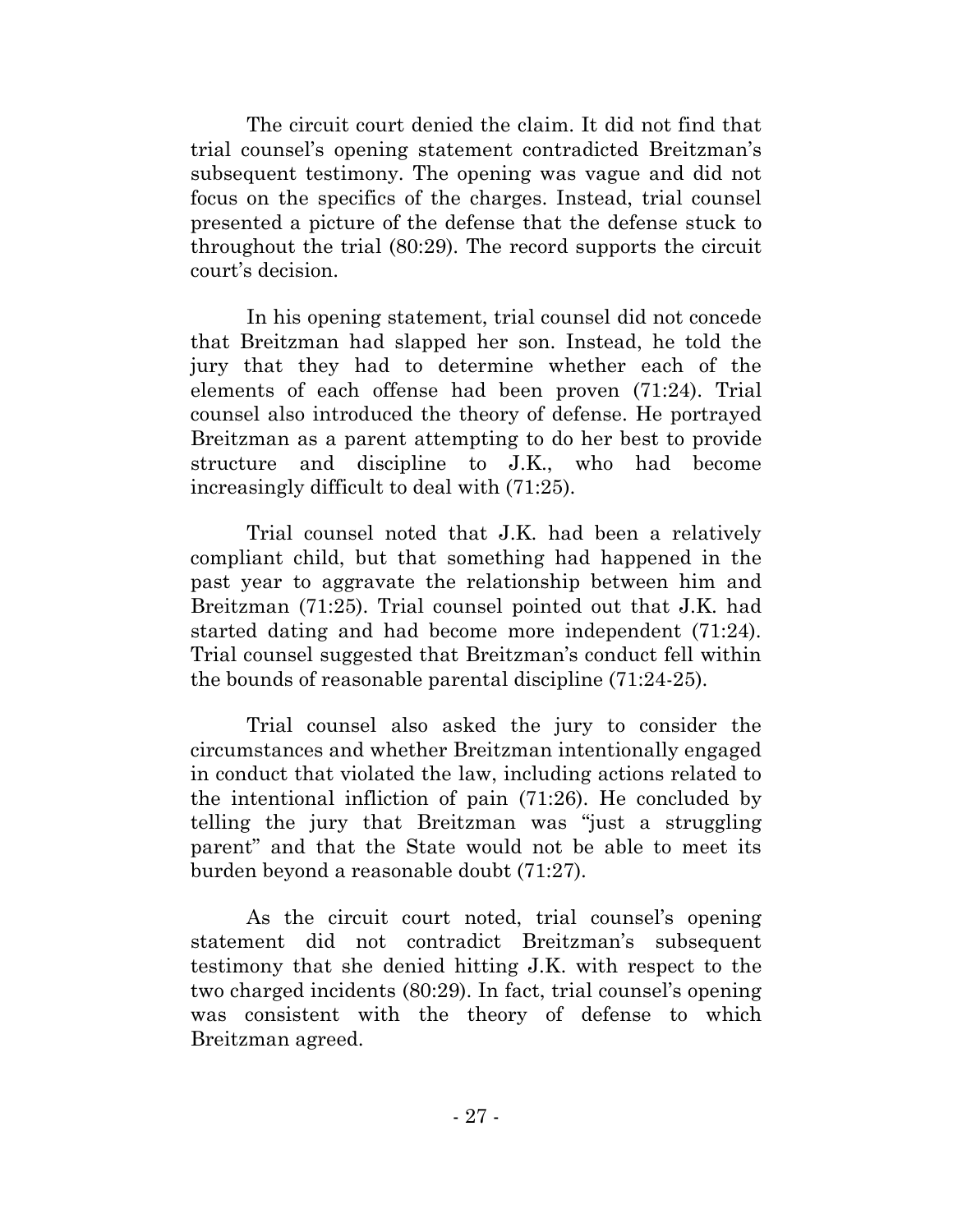The circuit court denied the claim. It did not find that trial counsel's opening statement contradicted Breitzman's subsequent testimony. The opening was vague and did not focus on the specifics of the charges. Instead, trial counsel presented a picture of the defense that the defense stuck to throughout the trial (80:29). The record supports the circuit court's decision.

In his opening statement, trial counsel did not concede that Breitzman had slapped her son. Instead, he told the jury that they had to determine whether each of the elements of each offense had been proven (71:24). Trial counsel also introduced the theory of defense. He portrayed Breitzman as a parent attempting to do her best to provide structure and discipline to J.K., who had become increasingly difficult to deal with (71:25).

Trial counsel noted that J.K. had been a relatively compliant child, but that something had happened in the past year to aggravate the relationship between him and Breitzman (71:25). Trial counsel pointed out that J.K. had started dating and had become more independent (71:24). Trial counsel suggested that Breitzman's conduct fell within the bounds of reasonable parental discipline (71:24-25).

Trial counsel also asked the jury to consider the circumstances and whether Breitzman intentionally engaged in conduct that violated the law, including actions related to the intentional infliction of pain (71:26). He concluded by telling the jury that Breitzman was "just a struggling parent" and that the State would not be able to meet its burden beyond a reasonable doubt (71:27).

As the circuit court noted, trial counsel's opening statement did not contradict Breitzman's subsequent testimony that she denied hitting J.K. with respect to the two charged incidents (80:29). In fact, trial counsel's opening was consistent with the theory of defense to which Breitzman agreed.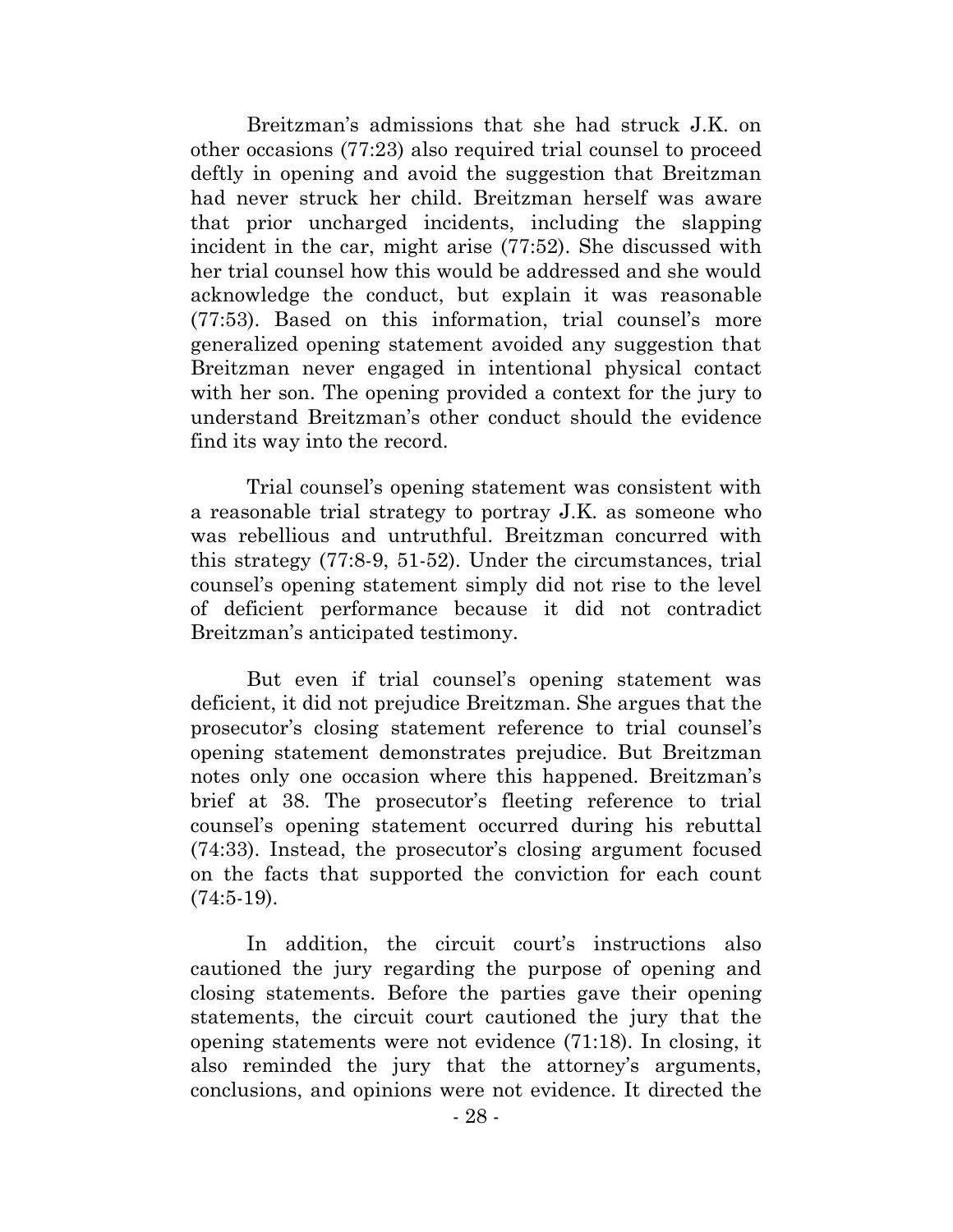Breitzman's admissions that she had struck J.K. on other occasions (77:23) also required trial counsel to proceed deftly in opening and avoid the suggestion that Breitzman had never struck her child. Breitzman herself was aware that prior uncharged incidents, including the slapping incident in the car, might arise (77:52). She discussed with her trial counsel how this would be addressed and she would acknowledge the conduct, but explain it was reasonable (77:53). Based on this information, trial counsel's more generalized opening statement avoided any suggestion that Breitzman never engaged in intentional physical contact with her son. The opening provided a context for the jury to understand Breitzman's other conduct should the evidence find its way into the record.

Trial counsel's opening statement was consistent with a reasonable trial strategy to portray J.K. as someone who was rebellious and untruthful. Breitzman concurred with this strategy (77:8-9, 51-52). Under the circumstances, trial counsel's opening statement simply did not rise to the level of deficient performance because it did not contradict Breitzman's anticipated testimony.

But even if trial counsel's opening statement was deficient, it did not prejudice Breitzman. She argues that the prosecutor's closing statement reference to trial counsel's opening statement demonstrates prejudice. But Breitzman notes only one occasion where this happened. Breitzman's brief at 38. The prosecutor's fleeting reference to trial counsel's opening statement occurred during his rebuttal (74:33). Instead, the prosecutor's closing argument focused on the facts that supported the conviction for each count (74:5-19).

In addition, the circuit court's instructions also cautioned the jury regarding the purpose of opening and closing statements. Before the parties gave their opening statements, the circuit court cautioned the jury that the opening statements were not evidence (71:18). In closing, it also reminded the jury that the attorney's arguments, conclusions, and opinions were not evidence. It directed the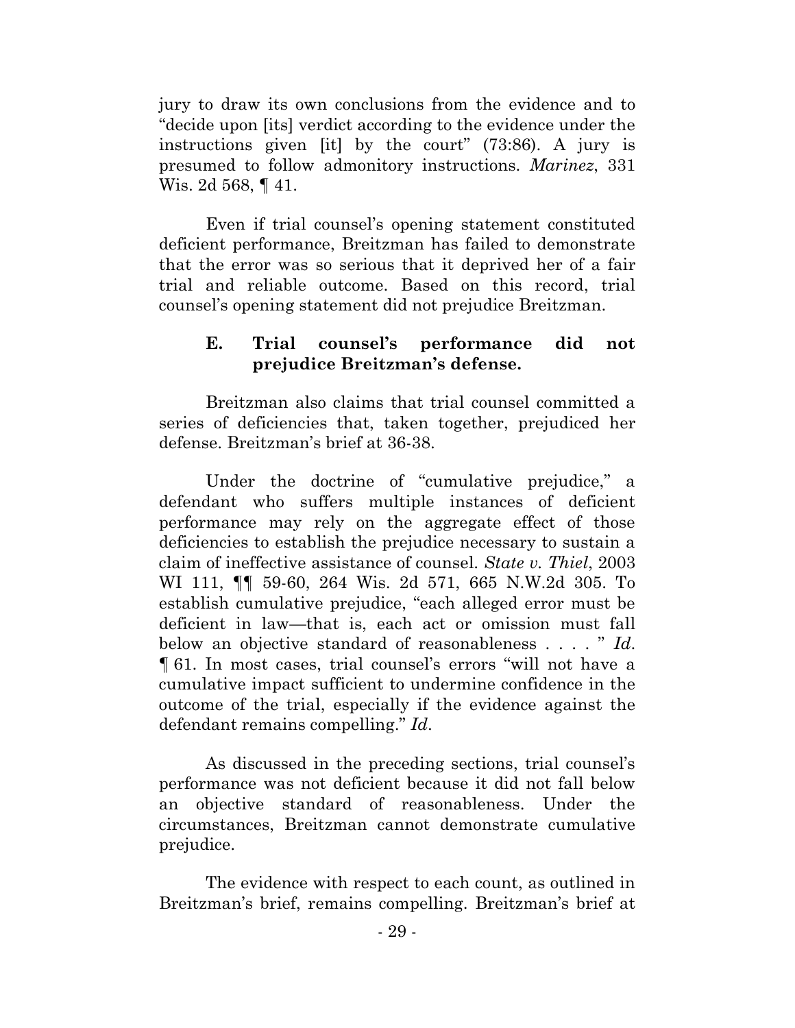jury to draw its own conclusions from the evidence and to "decide upon [its] verdict according to the evidence under the instructions given [it] by the court" (73:86). A jury is presumed to follow admonitory instructions. *Marinez*, 331 Wis. 2d 568, ¶ 41.

Even if trial counsel's opening statement constituted deficient performance, Breitzman has failed to demonstrate that the error was so serious that it deprived her of a fair trial and reliable outcome. Based on this record, trial counsel's opening statement did not prejudice Breitzman.

### E. Trial counsel's performance did not prejudice Breitzman's defense.

Breitzman also claims that trial counsel committed a series of deficiencies that, taken together, prejudiced her defense. Breitzman's brief at 36-38.

Under the doctrine of "cumulative prejudice," a defendant who suffers multiple instances of deficient performance may rely on the aggregate effect of those deficiencies to establish the prejudice necessary to sustain a claim of ineffective assistance of counsel. *State v. Thiel*, 2003 WI 111, ¶¶ 59-60, 264 Wis. 2d 571, 665 N.W.2d 305. To establish cumulative prejudice, "each alleged error must be deficient in law—that is, each act or omission must fall below an objective standard of reasonableness . . . . " *Id*. ¶ 61. In most cases, trial counsel's errors "will not have a cumulative impact sufficient to undermine confidence in the outcome of the trial, especially if the evidence against the defendant remains compelling." *Id*.

As discussed in the preceding sections, trial counsel's performance was not deficient because it did not fall below an objective standard of reasonableness. Under the circumstances, Breitzman cannot demonstrate cumulative prejudice.

The evidence with respect to each count, as outlined in Breitzman's brief, remains compelling. Breitzman's brief at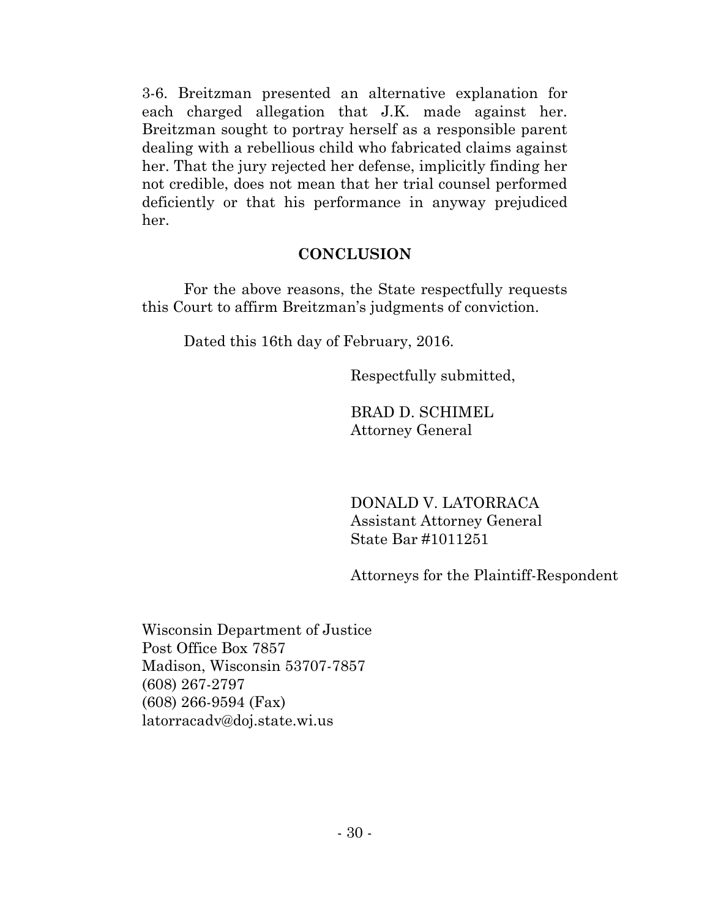3-6. Breitzman presented an alternative explanation for each charged allegation that J.K. made against her. Breitzman sought to portray herself as a responsible parent dealing with a rebellious child who fabricated claims against her. That the jury rejected her defense, implicitly finding her not credible, does not mean that her trial counsel performed deficiently or that his performance in anyway prejudiced her.

## CONCLUSION

For the above reasons, the State respectfully requests this Court to affirm Breitzman's judgments of conviction.

Dated this 16th day of February, 2016.

Respectfully submitted,

BRAD D. SCHIMEL
Attorney General

DONALD V. LATORRACA
Assistant Attorney General
State Bar #1011251

Attorneys for the Plaintiff-Respondent

Wisconsin Department of Justice
Post Office Box 7857
Madison, Wisconsin 53707-7857
(608) 267-2797
(608) 266-9594 (Fax)
latorracadv@doj.state.wi.us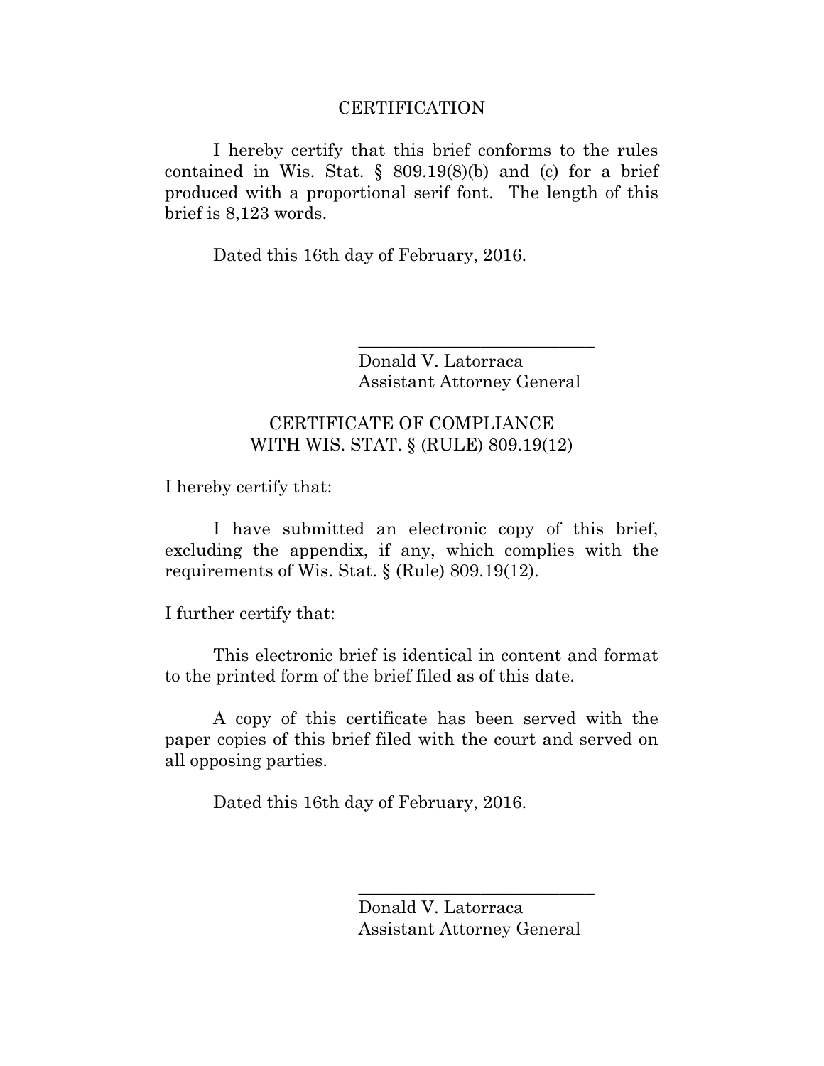## CERTIFICATION

I hereby certify that this brief conforms to the rules contained in Wis. Stat. § 809.19(8)(b) and (c) for a brief produced with a proportional serif font. The length of this brief is 8,123 words.

Dated this 16th day of February, 2016.

\_\_\_\_\_\_\_\_\_\_\_\_\_\_\_\_\_\_\_\_\_\_\_\_\_\_\_\_

Donald V. Latorraca
Assistant Attorney General

## CERTIFICATE OF COMPLIANCE WITH WIS. STAT. § (RULE) 809.19(12)

I hereby certify that:

I have submitted an electronic copy of this brief, excluding the appendix, if any, which complies with the requirements of Wis. Stat. § (Rule) 809.19(12).

I further certify that:

This electronic brief is identical in content and format to the printed form of the brief filed as of this date.

A copy of this certificate has been served with the paper copies of this brief filed with the court and served on all opposing parties.

Dated this 16th day of February, 2016.

\_\_\_\_\_\_\_\_\_\_\_\_\_\_\_\_\_\_\_\_\_\_\_\_\_\_\_\_

Donald V. Latorraca
Assistant Attorney General